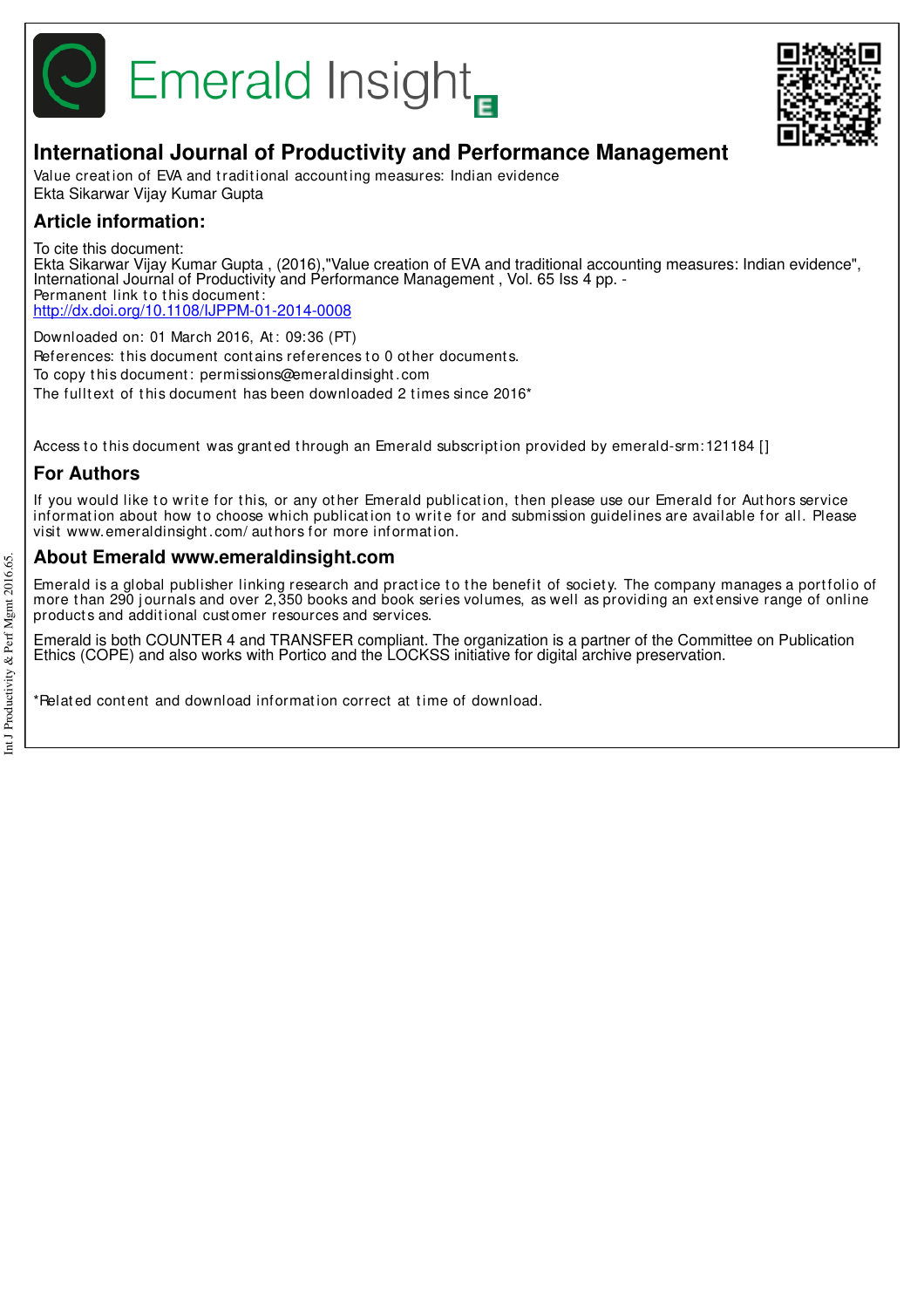# International Journal of Productivity and Performance Management

Value creation of EVA and traditional accounting measures: Indian evidence
Ekta Sikarwar Vijay Kumar Gupta

## Article information:

To cite this document:
Ekta Sikarwar Vijay Kumar Gupta , (2016),"Value creation of EVA and traditional accounting measures: Indian evidence", International Journal of Productivity and Performance Management , Vol. 65 Iss 4 pp. -
Permanent link to this document:
http://dx.doi.org/10.1108/IJPPM-01-2014-0008

Downloaded on: 01 March 2016, At: 09:36 (PT)
References: this document contains references to 0 other documents.
To copy this document: permissions@emeraldinsight.com
The fulltext of this document has been downloaded 2 times since 2016*

Access to this document was granted through an Emerald subscription provided by emerald-srm:121184 []

## For Authors

If you would like to write for this, or any other Emerald publication, then please use our Emerald for Authors service information about how to choose which publication to write for and submission guidelines are available for all. Please visit www.emeraldinsight.com/authors for more information.

## About Emerald www.emeraldinsight.com

Emerald is a global publisher linking research and practice to the benefit of society. The company manages a portfolio of more than 290 journals and over 2,350 books and book series volumes, as well as providing an extensive range of online products and additional customer resources and services.

Emerald is both COUNTER 4 and TRANSFER compliant. The organization is a partner of the Committee on Publication Ethics (COPE) and also works with Portico and the LOCKSS initiative for digital archive preservation.

*Related content and download information correct at time of download.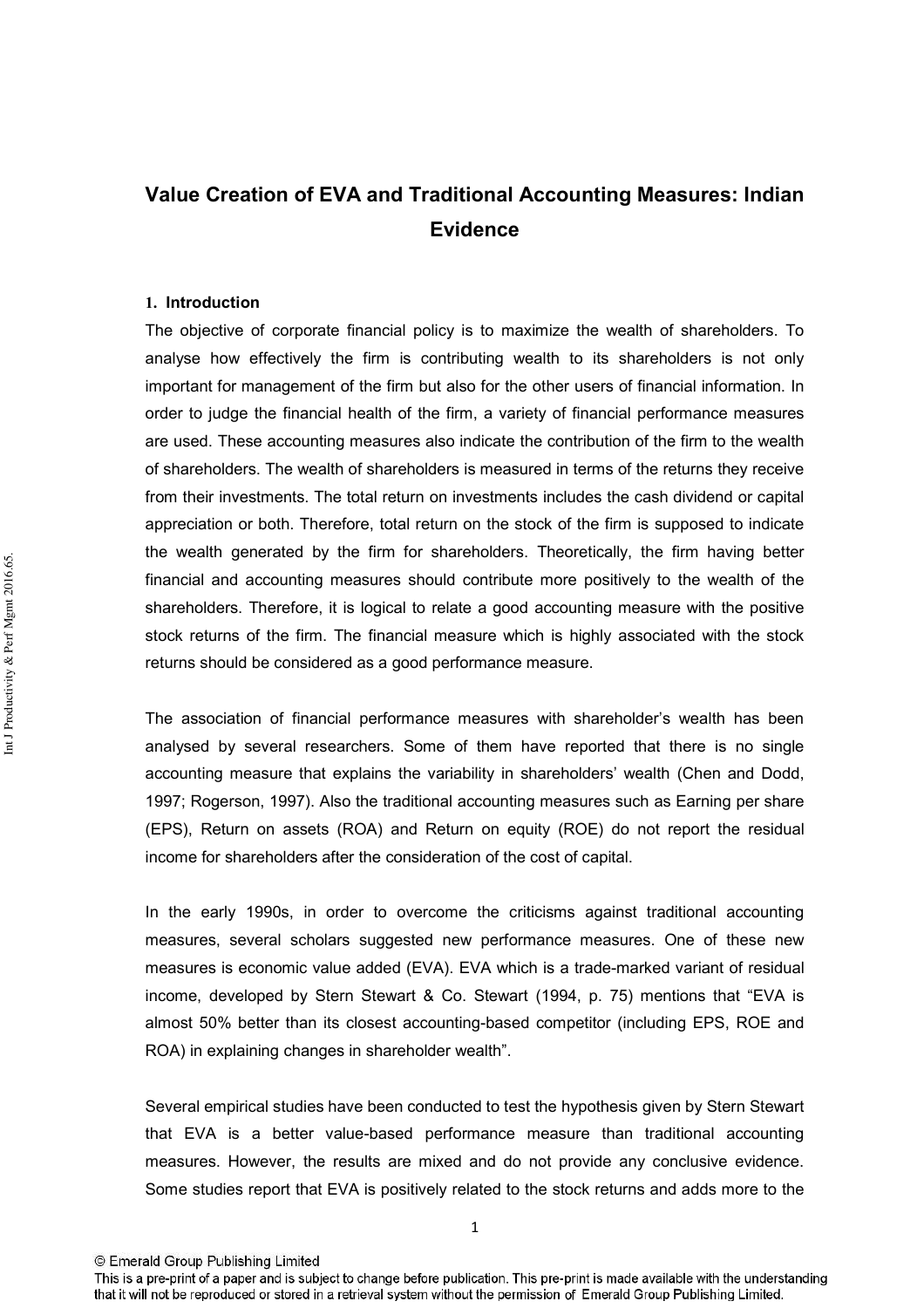# Value Creation of EVA and Traditional Accounting Measures: Indian Evidence

## 1. Introduction

The objective of corporate financial policy is to maximize the wealth of shareholders. To analyse how effectively the firm is contributing wealth to its shareholders is not only important for management of the firm but also for the other users of financial information. In order to judge the financial health of the firm, a variety of financial performance measures are used. These accounting measures also indicate the contribution of the firm to the wealth of shareholders. The wealth of shareholders is measured in terms of the returns they receive from their investments. The total return on investments includes the cash dividend or capital appreciation or both. Therefore, total return on the stock of the firm is supposed to indicate the wealth generated by the firm for shareholders. Theoretically, the firm having better financial and accounting measures should contribute more positively to the wealth of the shareholders. Therefore, it is logical to relate a good accounting measure with the positive stock returns of the firm. The financial measure which is highly associated with the stock returns should be considered as a good performance measure.

The association of financial performance measures with shareholder's wealth has been analysed by several researchers. Some of them have reported that there is no single accounting measure that explains the variability in shareholders' wealth (Chen and Dodd, 1997; Rogerson, 1997). Also the traditional accounting measures such as Earning per share (EPS), Return on assets (ROA) and Return on equity (ROE) do not report the residual income for shareholders after the consideration of the cost of capital.

In the early 1990s, in order to overcome the criticisms against traditional accounting measures, several scholars suggested new performance measures. One of these new measures is economic value added (EVA). EVA which is a trade-marked variant of residual income, developed by Stern Stewart & Co. Stewart (1994, p. 75) mentions that "EVA is almost 50% better than its closest accounting-based competitor (including EPS, ROE and ROA) in explaining changes in shareholder wealth".

Several empirical studies have been conducted to test the hypothesis given by Stern Stewart that EVA is a better value-based performance measure than traditional accounting measures. However, the results are mixed and do not provide any conclusive evidence. Some studies report that EVA is positively related to the stock returns and adds more to the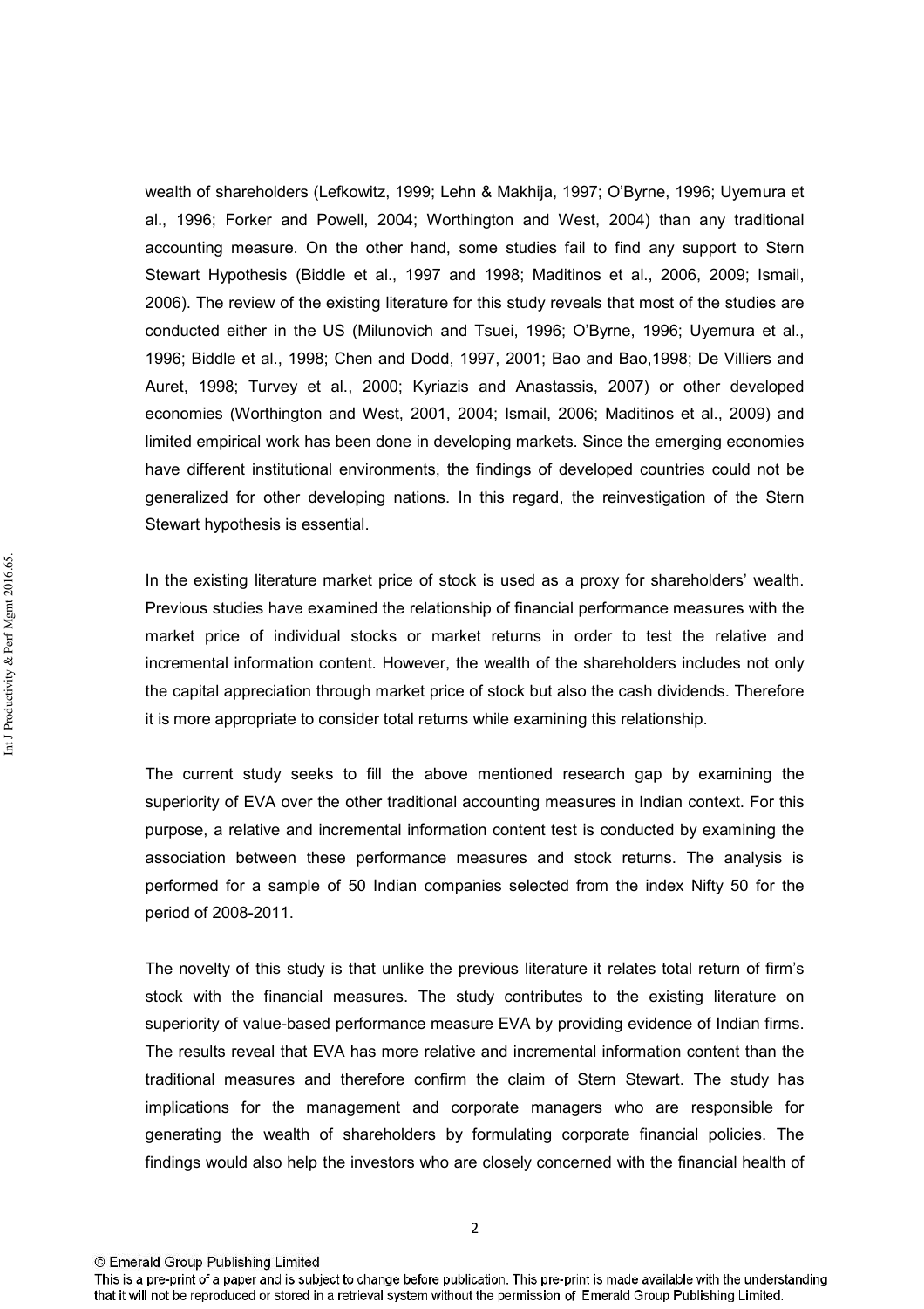wealth of shareholders (Lefkowitz, 1999; Lehn & Makhija, 1997; O'Byrne, 1996; Uyemura et al., 1996; Forker and Powell, 2004; Worthington and West, 2004) than any traditional accounting measure. On the other hand, some studies fail to find any support to Stern Stewart Hypothesis (Biddle et al., 1997 and 1998; Maditinos et al., 2006, 2009; Ismail, 2006). The review of the existing literature for this study reveals that most of the studies are conducted either in the US (Milunovich and Tsuei, 1996; O'Byrne, 1996; Uyemura et al., 1996; Biddle et al., 1998; Chen and Dodd, 1997, 2001; Bao and Bao,1998; De Villiers and Auret, 1998; Turvey et al., 2000; Kyriazis and Anastassis, 2007) or other developed economies (Worthington and West, 2001, 2004; Ismail, 2006; Maditinos et al., 2009) and limited empirical work has been done in developing markets. Since the emerging economies have different institutional environments, the findings of developed countries could not be generalized for other developing nations. In this regard, the reinvestigation of the Stern Stewart hypothesis is essential.

In the existing literature market price of stock is used as a proxy for shareholders' wealth. Previous studies have examined the relationship of financial performance measures with the market price of individual stocks or market returns in order to test the relative and incremental information content. However, the wealth of the shareholders includes not only the capital appreciation through market price of stock but also the cash dividends. Therefore it is more appropriate to consider total returns while examining this relationship.

The current study seeks to fill the above mentioned research gap by examining the superiority of EVA over the other traditional accounting measures in Indian context. For this purpose, a relative and incremental information content test is conducted by examining the association between these performance measures and stock returns. The analysis is performed for a sample of 50 Indian companies selected from the index Nifty 50 for the period of 2008-2011.

The novelty of this study is that unlike the previous literature it relates total return of firm's stock with the financial measures. The study contributes to the existing literature on superiority of value-based performance measure EVA by providing evidence of Indian firms. The results reveal that EVA has more relative and incremental information content than the traditional measures and therefore confirm the claim of Stern Stewart. The study has implications for the management and corporate managers who are responsible for generating the wealth of shareholders by formulating corporate financial policies. The findings would also help the investors who are closely concerned with the financial health of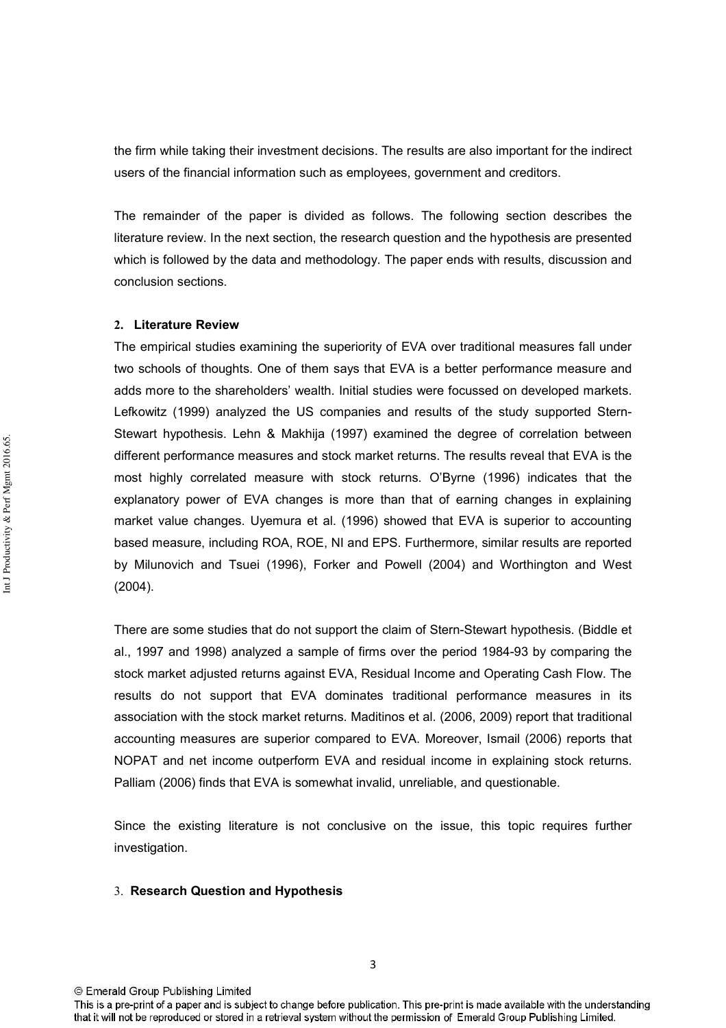the firm while taking their investment decisions. The results are also important for the indirect users of the financial information such as employees, government and creditors.

The remainder of the paper is divided as follows. The following section describes the literature review. In the next section, the research question and the hypothesis are presented which is followed by the data and methodology. The paper ends with results, discussion and conclusion sections.

## 2. Literature Review

The empirical studies examining the superiority of EVA over traditional measures fall under two schools of thoughts. One of them says that EVA is a better performance measure and adds more to the shareholders' wealth. Initial studies were focussed on developed markets. Lefkowitz (1999) analyzed the US companies and results of the study supported Stern-Stewart hypothesis. Lehn & Makhija (1997) examined the degree of correlation between different performance measures and stock market returns. The results reveal that EVA is the most highly correlated measure with stock returns. O'Byrne (1996) indicates that the explanatory power of EVA changes is more than that of earning changes in explaining market value changes. Uyemura et al. (1996) showed that EVA is superior to accounting based measure, including ROA, ROE, NI and EPS. Furthermore, similar results are reported by Milunovich and Tsuei (1996), Forker and Powell (2004) and Worthington and West (2004).

There are some studies that do not support the claim of Stern-Stewart hypothesis. (Biddle et al., 1997 and 1998) analyzed a sample of firms over the period 1984-93 by comparing the stock market adjusted returns against EVA, Residual Income and Operating Cash Flow. The results do not support that EVA dominates traditional performance measures in its association with the stock market returns. Maditinos et al. (2006, 2009) report that traditional accounting measures are superior compared to EVA. Moreover, Ismail (2006) reports that NOPAT and net income outperform EVA and residual income in explaining stock returns. Palliam (2006) finds that EVA is somewhat invalid, unreliable, and questionable.

Since the existing literature is not conclusive on the issue, this topic requires further investigation.

## 3. Research Question and Hypothesis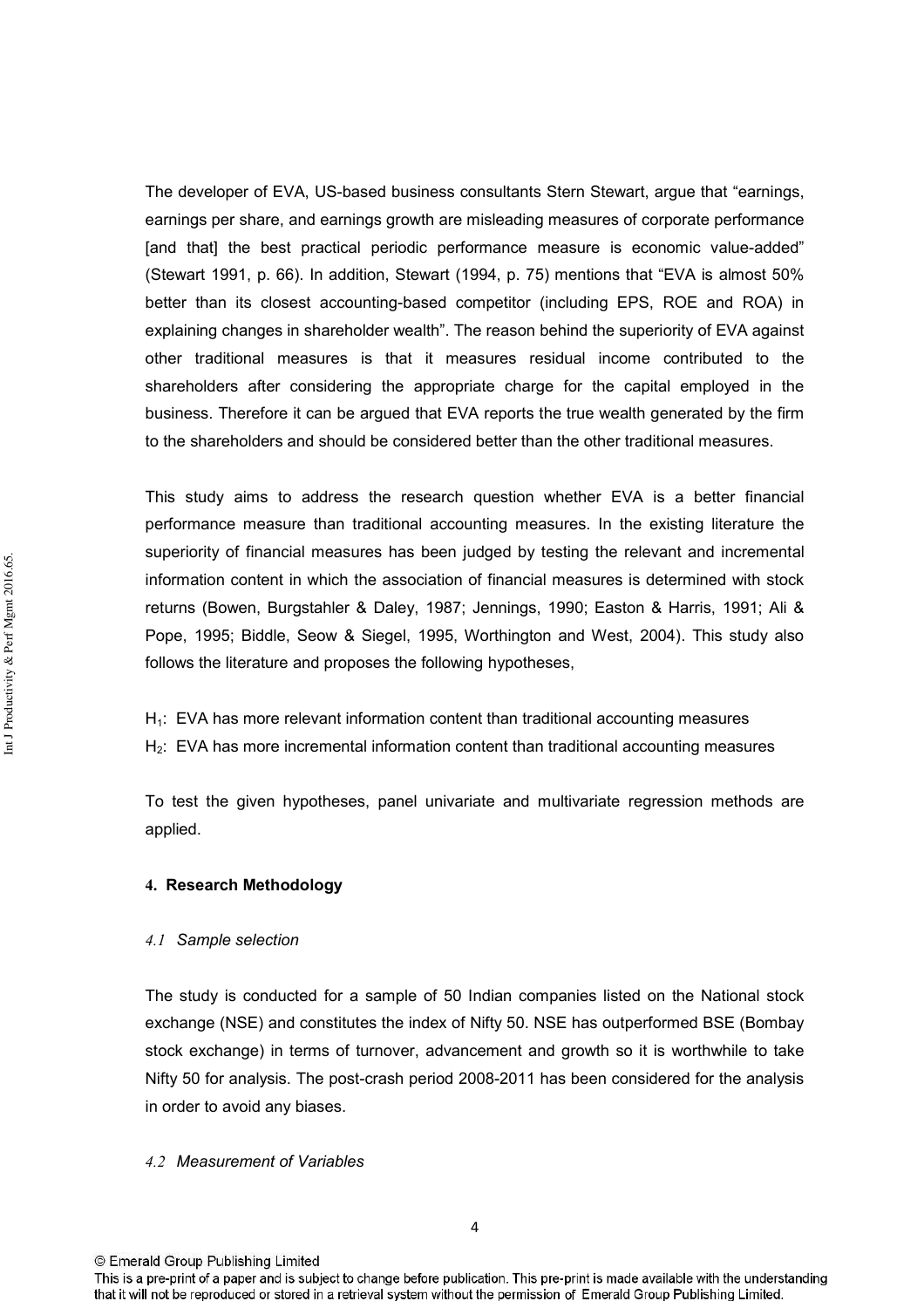The developer of EVA, US-based business consultants Stern Stewart, argue that "earnings, earnings per share, and earnings growth are misleading measures of corporate performance [and that] the best practical periodic performance measure is economic value-added" (Stewart 1991, p. 66). In addition, Stewart (1994, p. 75) mentions that "EVA is almost 50% better than its closest accounting-based competitor (including EPS, ROE and ROA) in explaining changes in shareholder wealth". The reason behind the superiority of EVA against other traditional measures is that it measures residual income contributed to the shareholders after considering the appropriate charge for the capital employed in the business. Therefore it can be argued that EVA reports the true wealth generated by the firm to the shareholders and should be considered better than the other traditional measures.

This study aims to address the research question whether EVA is a better financial performance measure than traditional accounting measures. In the existing literature the superiority of financial measures has been judged by testing the relevant and incremental information content in which the association of financial measures is determined with stock returns (Bowen, Burgstahler & Daley, 1987; Jennings, 1990; Easton & Harris, 1991; Ali & Pope, 1995; Biddle, Seow & Siegel, 1995, Worthington and West, 2004). This study also follows the literature and proposes the following hypotheses,

$H_1$: EVA has more relevant information content than traditional accounting measures
$H_2$: EVA has more incremental information content than traditional accounting measures

To test the given hypotheses, panel univariate and multivariate regression methods are applied.

## 4. Research Methodology

### *4.1 Sample selection*

The study is conducted for a sample of 50 Indian companies listed on the National stock exchange (NSE) and constitutes the index of Nifty 50. NSE has outperformed BSE (Bombay stock exchange) in terms of turnover, advancement and growth so it is worthwhile to take Nifty 50 for analysis. The post-crash period 2008-2011 has been considered for the analysis in order to avoid any biases.

### *4.2 Measurement of Variables*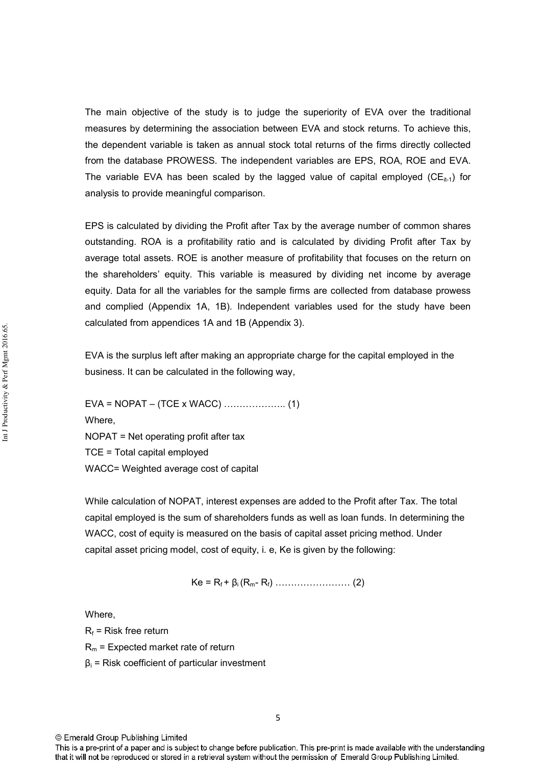The main objective of the study is to judge the superiority of EVA over the traditional measures by determining the association between EVA and stock returns. To achieve this, the dependent variable is taken as annual stock total returns of the firms directly collected from the database PROWESS. The independent variables are EPS, ROA, ROE and EVA. The variable EVA has been scaled by the lagged value of capital employed ($CE_{it-1}$) for analysis to provide meaningful comparison.

EPS is calculated by dividing the Profit after Tax by the average number of common shares outstanding. ROA is a profitability ratio and is calculated by dividing Profit after Tax by average total assets. ROE is another measure of profitability that focuses on the return on the shareholders' equity. This variable is measured by dividing net income by average equity. Data for all the variables for the sample firms are collected from database prowess and complied (Appendix 1A, 1B). Independent variables used for the study have been calculated from appendices 1A and 1B (Appendix 3).

EVA is the surplus left after making an appropriate charge for the capital employed in the business. It can be calculated in the following way,

$$EVA = NOPAT - (TCE \times WACC) \quad \ldots\ldots\ldots\ldots\ldots\ldots\ldots (1)$$

Where,

NOPAT = Net operating profit after tax

TCE = Total capital employed

WACC= Weighted average cost of capital

While calculation of NOPAT, interest expenses are added to the Profit after Tax. The total capital employed is the sum of shareholders funds as well as loan funds. In determining the WACC, cost of equity is measured on the basis of capital asset pricing method. Under capital asset pricing model, cost of equity, i. e, Ke is given by the following:

$$Ke = R_f + \beta_i (R_m - R_f) \quad \ldots\ldots\ldots\ldots\ldots\ldots\ldots\ldots (2)$$

Where,

$R_f$ = Risk free return

$R_m$ = Expected market rate of return

$\beta_i$ = Risk coefficient of particular investment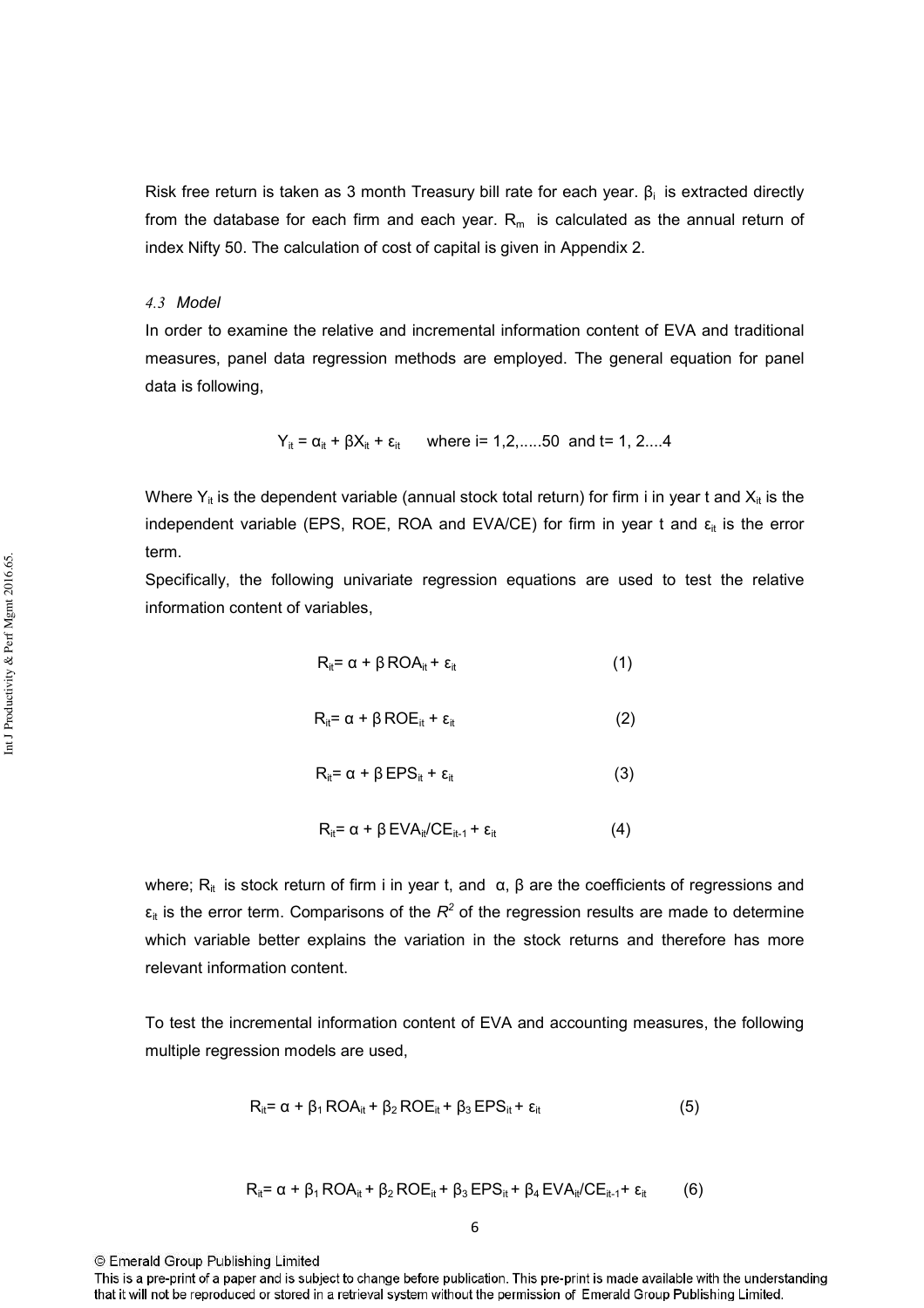Risk free return is taken as 3 month Treasury bill rate for each year. $\beta_i$ is extracted directly from the database for each firm and each year. $R_m$ is calculated as the annual return of index Nifty 50. The calculation of cost of capital is given in Appendix 2.

### *4.3 Model*

In order to examine the relative and incremental information content of EVA and traditional measures, panel data regression methods are employed. The general equation for panel data is following,

$$Y_{it} = \alpha_{it} + \beta X_{it} + \varepsilon_{it} \quad \text{where i= 1,2,.....50 and t= 1, 2....4}$$

Where $Y_{it}$ is the dependent variable (annual stock total return) for firm i in year t and $X_{it}$ is the independent variable (EPS, ROE, ROA and EVA/CE) for firm in year t and $\varepsilon_{it}$ is the error term.

Specifically, the following univariate regression equations are used to test the relative information content of variables,

$$R_{it} = \alpha + \beta\, ROA_{it} + \varepsilon_{it} \qquad (1)$$

$$R_{it} = \alpha + \beta\, ROE_{it} + \varepsilon_{it} \qquad (2)$$

$$R_{it} = \alpha + \beta\, EPS_{it} + \varepsilon_{it} \qquad (3)$$

$$R_{it} = \alpha + \beta\, EVA_{it}/CE_{it-1} + \varepsilon_{it} \qquad (4)$$

where; $R_{it}$ is stock return of firm i in year t, and $\alpha$, $\beta$ are the coefficients of regressions and $\varepsilon_{it}$ is the error term. Comparisons of the $R^2$ of the regression results are made to determine which variable better explains the variation in the stock returns and therefore has more relevant information content.

To test the incremental information content of EVA and accounting measures, the following multiple regression models are used,

$$R_{it} = \alpha + \beta_1\, ROA_{it} + \beta_2\, ROE_{it} + \beta_3\, EPS_{it} + \varepsilon_{it} \qquad (5)$$

$$R_{it} = \alpha + \beta_1\, ROA_{it} + \beta_2\, ROE_{it} + \beta_3\, EPS_{it} + \beta_4\, EVA_{it}/CE_{it-1} + \varepsilon_{it} \qquad (6)$$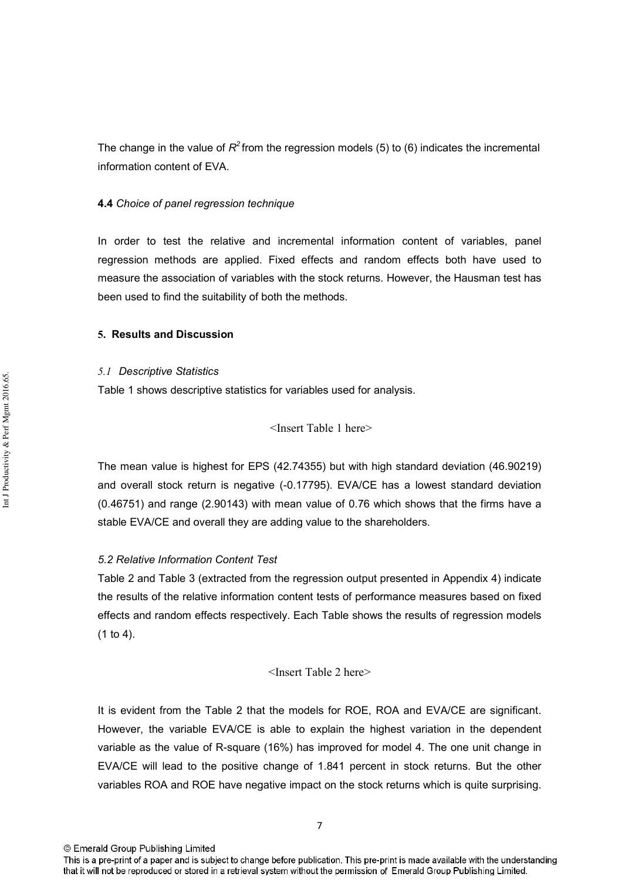The change in the value of $R^2$ from the regression models (5) to (6) indicates the incremental information content of EVA.

**4.4** *Choice of panel regression technique*

In order to test the relative and incremental information content of variables, panel regression methods are applied. Fixed effects and random effects both have used to measure the association of variables with the stock returns. However, the Hausman test has been used to find the suitability of both the methods.

## 5. Results and Discussion

### *5.1 Descriptive Statistics*

Table 1 shows descriptive statistics for variables used for analysis.

<Insert Table 1 here>

The mean value is highest for EPS (42.74355) but with high standard deviation (46.90219) and overall stock return is negative (-0.17795). EVA/CE has a lowest standard deviation (0.46751) and range (2.90143) with mean value of 0.76 which shows that the firms have a stable EVA/CE and overall they are adding value to the shareholders.

### *5.2 Relative Information Content Test*

Table 2 and Table 3 (extracted from the regression output presented in Appendix 4) indicate the results of the relative information content tests of performance measures based on fixed effects and random effects respectively. Each Table shows the results of regression models (1 to 4).

<Insert Table 2 here>

It is evident from the Table 2 that the models for ROE, ROA and EVA/CE are significant. However, the variable EVA/CE is able to explain the highest variation in the dependent variable as the value of R-square (16%) has improved for model 4. The one unit change in EVA/CE will lead to the positive change of 1.841 percent in stock returns. But the other variables ROA and ROE have negative impact on the stock returns which is quite surprising.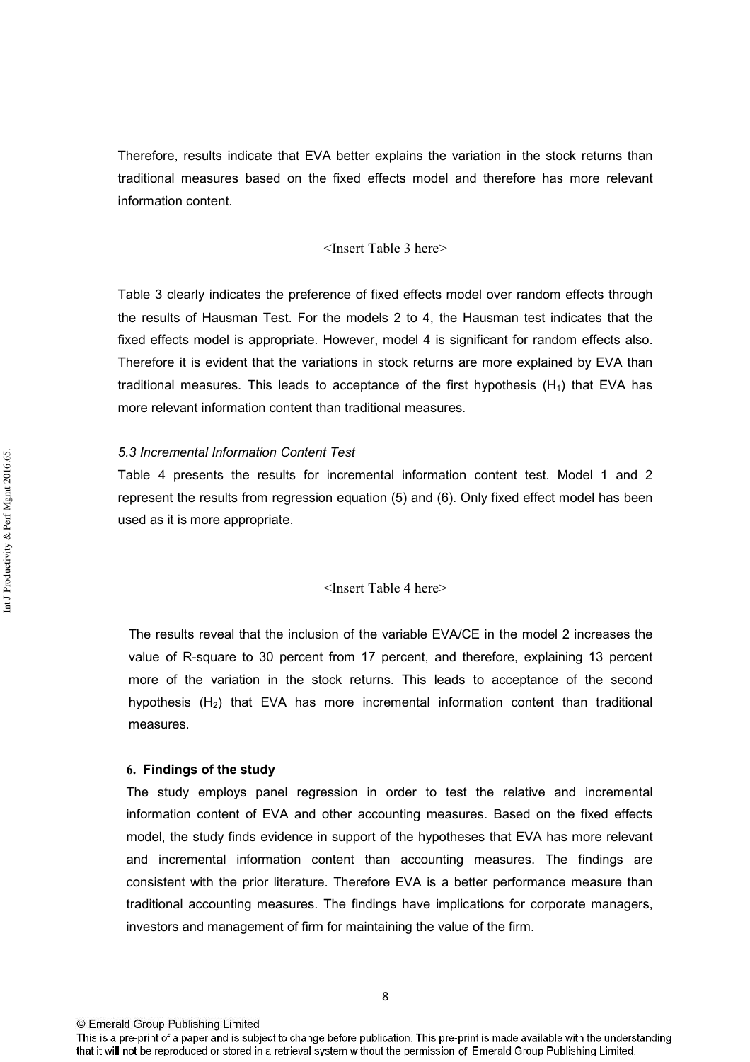Therefore, results indicate that EVA better explains the variation in the stock returns than traditional measures based on the fixed effects model and therefore has more relevant information content.

<Insert Table 3 here>

Table 3 clearly indicates the preference of fixed effects model over random effects through the results of Hausman Test. For the models 2 to 4, the Hausman test indicates that the fixed effects model is appropriate. However, model 4 is significant for random effects also. Therefore it is evident that the variations in stock returns are more explained by EVA than traditional measures. This leads to acceptance of the first hypothesis ($H_1$) that EVA has more relevant information content than traditional measures.

*5.3 Incremental Information Content Test*

Table 4 presents the results for incremental information content test. Model 1 and 2 represent the results from regression equation (5) and (6). Only fixed effect model has been used as it is more appropriate.

<Insert Table 4 here>

The results reveal that the inclusion of the variable EVA/CE in the model 2 increases the value of R-square to 30 percent from 17 percent, and therefore, explaining 13 percent more of the variation in the stock returns. This leads to acceptance of the second hypothesis ($H_2$) that EVA has more incremental information content than traditional measures.

## 6. Findings of the study

The study employs panel regression in order to test the relative and incremental information content of EVA and other accounting measures. Based on the fixed effects model, the study finds evidence in support of the hypotheses that EVA has more relevant and incremental information content than accounting measures. The findings are consistent with the prior literature. Therefore EVA is a better performance measure than traditional accounting measures. The findings have implications for corporate managers, investors and management of firm for maintaining the value of the firm.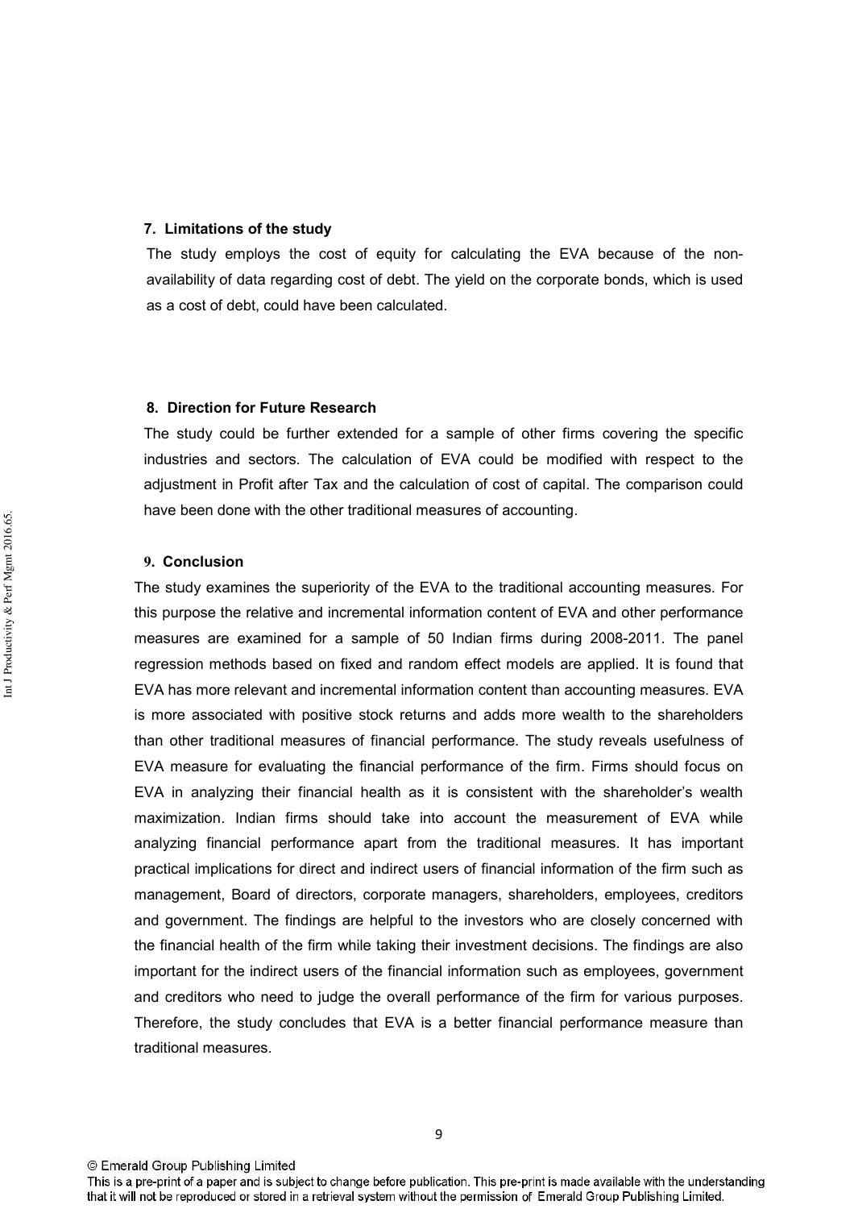## 7. Limitations of the study

The study employs the cost of equity for calculating the EVA because of the non-availability of data regarding cost of debt. The yield on the corporate bonds, which is used as a cost of debt, could have been calculated.

## 8. Direction for Future Research

The study could be further extended for a sample of other firms covering the specific industries and sectors. The calculation of EVA could be modified with respect to the adjustment in Profit after Tax and the calculation of cost of capital. The comparison could have been done with the other traditional measures of accounting.

## 9. Conclusion

The study examines the superiority of the EVA to the traditional accounting measures. For this purpose the relative and incremental information content of EVA and other performance measures are examined for a sample of 50 Indian firms during 2008-2011. The panel regression methods based on fixed and random effect models are applied. It is found that EVA has more relevant and incremental information content than accounting measures. EVA is more associated with positive stock returns and adds more wealth to the shareholders than other traditional measures of financial performance. The study reveals usefulness of EVA measure for evaluating the financial performance of the firm. Firms should focus on EVA in analyzing their financial health as it is consistent with the shareholder's wealth maximization. Indian firms should take into account the measurement of EVA while analyzing financial performance apart from the traditional measures. It has important practical implications for direct and indirect users of financial information of the firm such as management, Board of directors, corporate managers, shareholders, employees, creditors and government. The findings are helpful to the investors who are closely concerned with the financial health of the firm while taking their investment decisions. The findings are also important for the indirect users of the financial information such as employees, government and creditors who need to judge the overall performance of the firm for various purposes. Therefore, the study concludes that EVA is a better financial performance measure than traditional measures.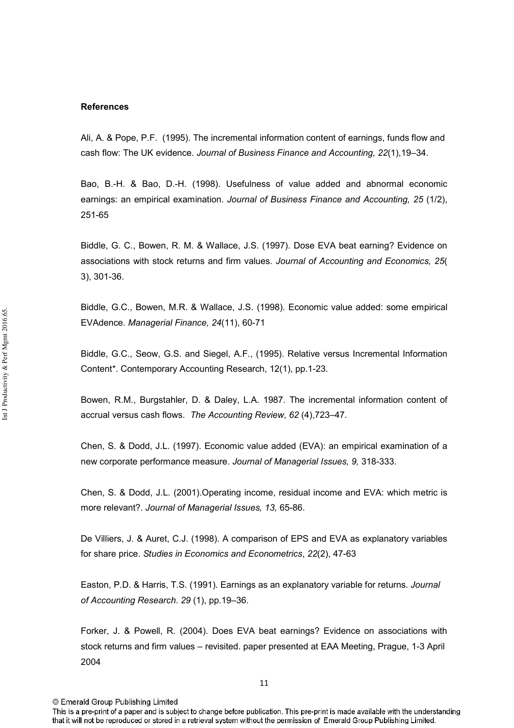**References**

Ali, A. & Pope, P.F. (1995). The incremental information content of earnings, funds flow and cash flow: The UK evidence. *Journal of Business Finance and Accounting*, *22*(1),19–34.

Bao, B.-H. & Bao, D.-H. (1998). Usefulness of value added and abnormal economic earnings: an empirical examination. *Journal of Business Finance and Accounting, 25* (1/2), 251-65

Biddle, G. C., Bowen, R. M. & Wallace, J.S. (1997). Dose EVA beat earning? Evidence on associations with stock returns and firm values. *Journal of Accounting and Economics, 25*( 3), 301-36.

Biddle, G.C., Bowen, M.R. & Wallace, J.S. (1998). Economic value added: some empirical EVAdence. *Managerial Finance, 24*(11), 60-71

Biddle, G.C., Seow, G.S. and Siegel, A.F., (1995). Relative versus Incremental Information Content*. Contemporary Accounting Research, 12(1), pp.1-23.

Bowen, R.M., Burgstahler, D. & Daley, L.A. 1987. The incremental information content of accrual versus cash flows. *The Accounting Review*, *62* (4),723–47.

Chen, S. & Dodd, J.L. (1997). Economic value added (EVA): an empirical examination of a new corporate performance measure. *Journal of Managerial Issues, 9,* 318-333.

Chen, S. & Dodd, J.L. (2001).Operating income, residual income and EVA: which metric is more relevant?. *Journal of Managerial Issues, 13,* 65-86.

De Villiers, J. & Auret, C.J. (1998). A comparison of EPS and EVA as explanatory variables for share price. *Studies in Economics and Econometrics*, *22*(2), 47-63

Easton, P.D. & Harris, T.S. (1991). Earnings as an explanatory variable for returns. *Journal of Accounting Research*. *29* (1), pp.19–36.

Forker, J. & Powell, R. (2004). Does EVA beat earnings? Evidence on associations with stock returns and firm values – revisited. paper presented at EAA Meeting, Prague, 1-3 April 2004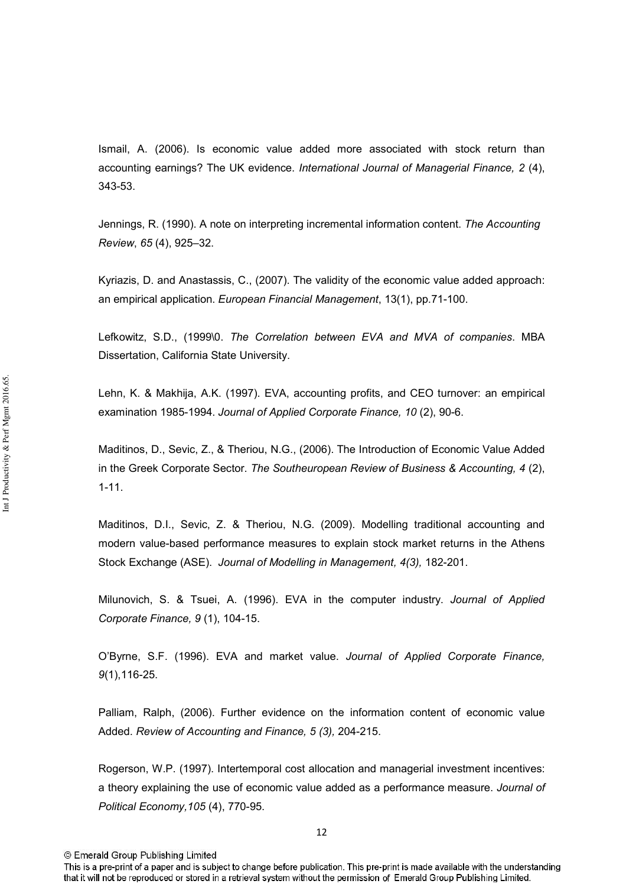Ismail, A. (2006). Is economic value added more associated with stock return than accounting earnings? The UK evidence. *International Journal of Managerial Finance, 2* (4), 343-53.

Jennings, R. (1990). A note on interpreting incremental information content. *The Accounting Review*, *65* (4), 925–32.

Kyriazis, D. and Anastassis, C., (2007). The validity of the economic value added approach: an empirical application. *European Financial Management*, 13(1), pp.71-100.

Lefkowitz, S.D., (1999\0. *The Correlation between EVA and MVA of companies*. MBA Dissertation, California State University.

Lehn, K. & Makhija, A.K. (1997). EVA, accounting profits, and CEO turnover: an empirical examination 1985-1994. *Journal of Applied Corporate Finance, 10* (2), 90-6.

Maditinos, D., Sevic, Z., & Theriou, N.G., (2006). The Introduction of Economic Value Added in the Greek Corporate Sector. *The Southeuropean Review of Business & Accounting, 4* (2), 1-11.

Maditinos, D.I., Sevic, Z. & Theriou, N.G. (2009). Modelling traditional accounting and modern value-based performance measures to explain stock market returns in the Athens Stock Exchange (ASE). *Journal of Modelling in Management, 4(3),* 182-201.

Milunovich, S. & Tsuei, A. (1996). EVA in the computer industry. *Journal of Applied Corporate Finance, 9* (1), 104-15.

O'Byrne, S.F. (1996). EVA and market value. *Journal of Applied Corporate Finance, 9*(1),116-25.

Palliam, Ralph, (2006). Further evidence on the information content of economic value Added. *Review of Accounting and Finance, 5 (3),* 204-215.

Rogerson, W.P. (1997). Intertemporal cost allocation and managerial investment incentives: a theory explaining the use of economic value added as a performance measure. *Journal of Political Economy,105* (4), 770-95.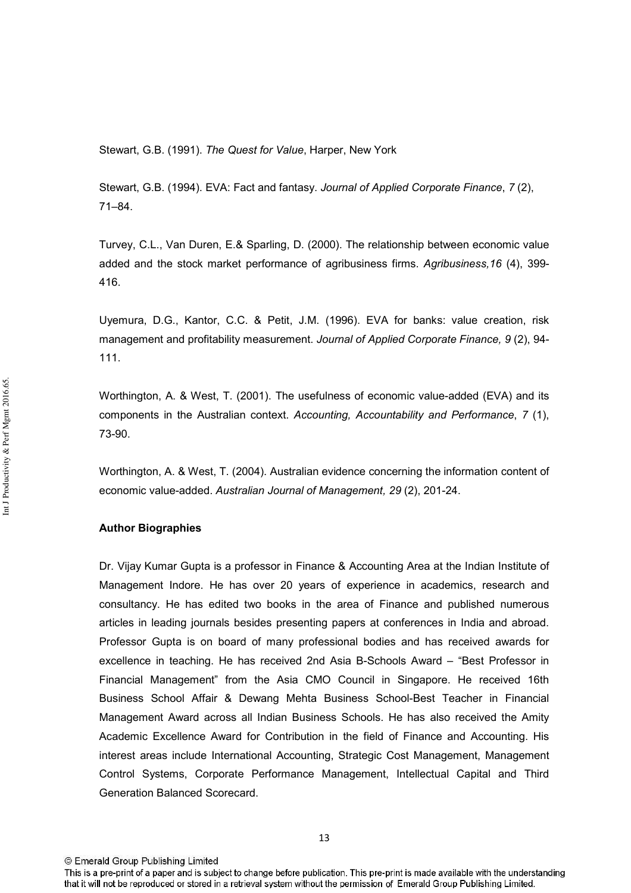Stewart, G.B. (1991). *The Quest for Value*, Harper, New York

Stewart, G.B. (1994). EVA: Fact and fantasy. *Journal of Applied Corporate Finance*, *7* (2), 71–84.

Turvey, C.L., Van Duren, E.& Sparling, D. (2000). The relationship between economic value added and the stock market performance of agribusiness firms. *Agribusiness,16* (4), 399-416.

Uyemura, D.G., Kantor, C.C. & Petit, J.M. (1996). EVA for banks: value creation, risk management and profitability measurement. *Journal of Applied Corporate Finance, 9* (2), 94-111.

Worthington, A. & West, T. (2001). The usefulness of economic value-added (EVA) and its components in the Australian context. *Accounting, Accountability and Performance*, *7* (1), 73-90.

Worthington, A. & West, T. (2004). Australian evidence concerning the information content of economic value-added. *Australian Journal of Management, 29* (2), 201-24.

**Author Biographies**

Dr. Vijay Kumar Gupta is a professor in Finance & Accounting Area at the Indian Institute of Management Indore. He has over 20 years of experience in academics, research and consultancy. He has edited two books in the area of Finance and published numerous articles in leading journals besides presenting papers at conferences in India and abroad. Professor Gupta is on board of many professional bodies and has received awards for excellence in teaching. He has received 2nd Asia B-Schools Award – "Best Professor in Financial Management" from the Asia CMO Council in Singapore. He received 16th Business School Affair & Dewang Mehta Business School-Best Teacher in Financial Management Award across all Indian Business Schools. He has also received the Amity Academic Excellence Award for Contribution in the field of Finance and Accounting. His interest areas include International Accounting, Strategic Cost Management, Management Control Systems, Corporate Performance Management, Intellectual Capital and Third Generation Balanced Scorecard.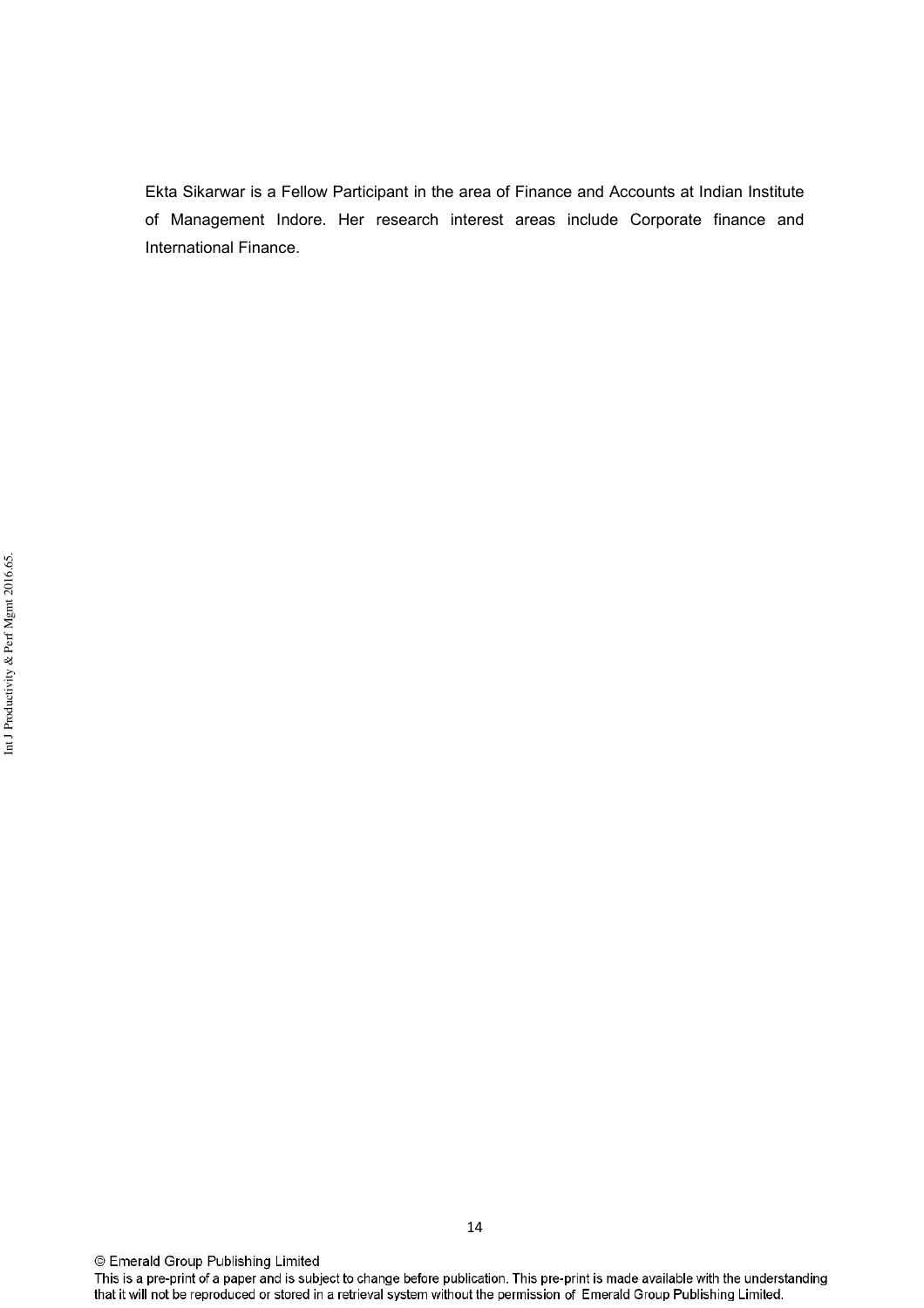Ekta Sikarwar is a Fellow Participant in the area of Finance and Accounts at Indian Institute of Management Indore. Her research interest areas include Corporate finance and International Finance.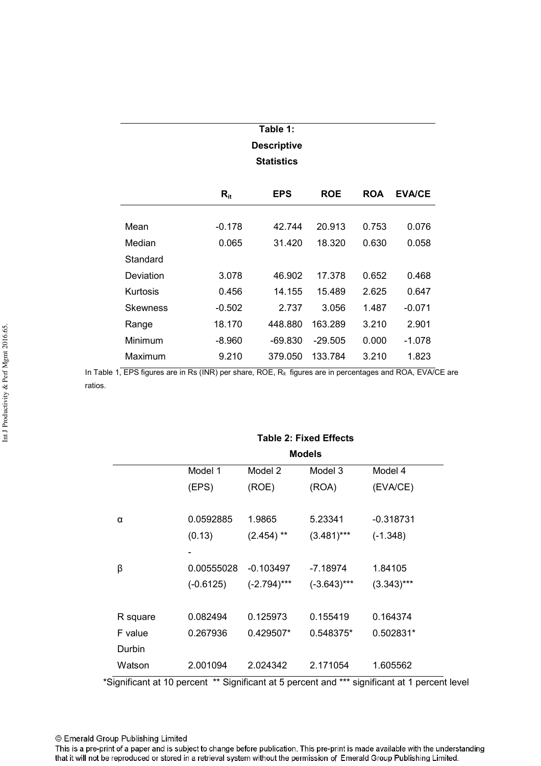**Table 1: Descriptive Statistics**

| | $R_{it}$ | EPS | ROE | ROA | EVA/CE |
|---|---|---|---|---|---|
| Mean | -0.178 | 42.744 | 20.913 | 0.753 | 0.076 |
| Median | 0.065 | 31.420 | 18.320 | 0.630 | 0.058 |
| Standard Deviation | 3.078 | 46.902 | 17.378 | 0.652 | 0.468 |
| Kurtosis | 0.456 | 14.155 | 15.489 | 2.625 | 0.647 |
| Skewness | -0.502 | 2.737 | 3.056 | 1.487 | -0.071 |
| Range | 18.170 | 448.880 | 163.289 | 3.210 | 2.901 |
| Minimum | -8.960 | -69.830 | -29.505 | 0.000 | -1.078 |
| Maximum | 9.210 | 379.050 | 133.784 | 3.210 | 1.823 |

In Table 1, EPS figures are in Rs (INR) per share, ROE, $R_{it}$ figures are in percentages and ROA, EVA/CE are ratios.

**Table 2: Fixed Effects Models**

| | Model 1 (EPS) | Model 2 (ROE) | Model 3 (ROA) | Model 4 (EVA/CE) |
|---|---|---|---|---|
| α | 0.0592885 | 1.9865 | 5.23341 | -0.318731 |
| | (0.13) | (2.454) ** | (3.481)*** | (-1.348) |
| β | -0.00555028 | -0.103497 | -7.18974 | 1.84105 |
| | (-0.6125) | (-2.794)*** | (-3.643)*** | (3.343)*** |
| R square | 0.082494 | 0.125973 | 0.155419 | 0.164374 |
| F value | 0.267936 | 0.429507* | 0.548375* | 0.502831* |
| Durbin Watson | 2.001094 | 2.024342 | 2.171054 | 1.605562 |

*Significant at 10 percent ** Significant at 5 percent and *** significant at 1 percent level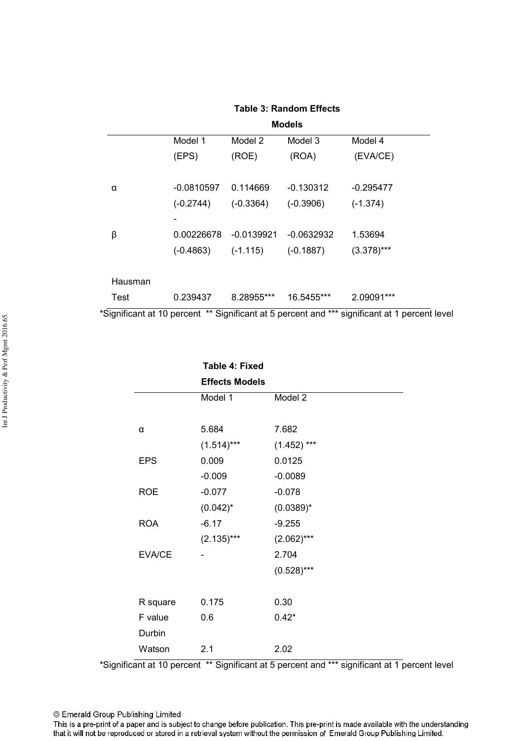**Table 3: Random Effects Models**

| | Model 1 (EPS) | Model 2 (ROE) | Model 3 (ROA) | Model 4 (EVA/CE) |
|---|---|---|---|---|
| α | -0.0810597 | 0.114669 | -0.130312 | -0.295477 |
| | (-0.2744) | (-0.3364) | (-0.3906) | (-1.374) |
| β | -0.00226678 | -0.0139921 | -0.0632932 | 1.53694 |
| | (-0.4863) | (-1.115) | (-0.1887) | (3.378)*** |
| Hausman Test | 0.239437 | 8.28955*** | 16.5455*** | 2.09091*** |

*Significant at 10 percent ** Significant at 5 percent and *** significant at 1 percent level

**Table 4: Fixed Effects Models**

| | Model 1 | Model 2 |
|---|---|---|
| α | 5.684 | 7.682 |
| | (1.514)*** | (1.452) *** |
| EPS | 0.009 | 0.0125 |
| | -0.009 | -0.0089 |
| ROE | -0.077 | -0.078 |
| | (0.042)* | (0.0389)* |
| ROA | -6.17 | -9.255 |
| | (2.135)*** | (2.062)*** |
| EVA/CE | - | 2.704 |
| | | (0.528)*** |
| R square | 0.175 | 0.30 |
| F value | 0.6 | 0.42* |
| Durbin Watson | 2.1 | 2.02 |

*Significant at 10 percent ** Significant at 5 percent and *** significant at 1 percent level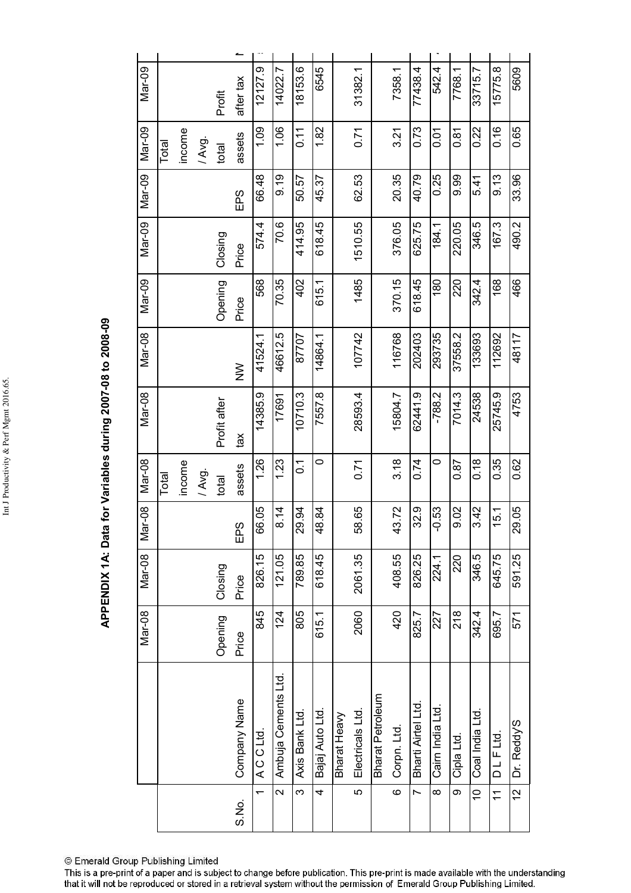## APPENDIX 1A: Data for Variables during 2007-08 to 2008-09

| | | Mar-08 | Mar-08 | Mar-08 | Mar-08 | Mar-08 | Mar-08 | Mar-09 | Mar-09 | Mar-09 | Mar-09 | Mar-09 |
|---|---|---|---|---|---|---|---|---|---|---|---|---|
| S.No. | Company Name | Opening Price | Closing Price | EPS | Total income / Avg. total assets | Profit after tax | NW | Opening Price | Closing Price | EPS | Total income / Avg. total assets | Profit after tax |
| 1 | A C C Ltd. | 845 | 826.15 | 66.05 | 1.26 | 14385.9 | 41524.1 | 568 | 574.4 | 66.48 | 1.09 | 12127.9 |
| 2 | Ambuja Cements Ltd. | 124 | 121.05 | 8.14 | 1.23 | 17691 | 46612.5 | 70.35 | 70.6 | 9.19 | 1.06 | 14022.7 |
| 3 | Axis Bank Ltd. | 805 | 789.85 | 29.94 | 0.1 | 10710.3 | 87707 | 402 | 414.95 | 50.57 | 0.11 | 18153.6 |
| 4 | Bajaj Auto Ltd. | 615.1 | 618.45 | 48.84 | 0 | 7557.8 | 14864.1 | 615.1 | 618.45 | 45.37 | 1.82 | 6545 |
| 5 | Bharat Heavy Electricals Ltd. | 2060 | 2061.35 | 58.65 | 0.71 | 28593.4 | 107742 | 1485 | 1510.55 | 62.53 | 0.71 | 31382.1 |
| 6 | Bharat Petroleum Corpn. Ltd. | 420 | 408.55 | 43.72 | 3.18 | 15804.7 | 116768 | 370.15 | 376.05 | 20.35 | 3.21 | 7358.1 |
| 7 | Bharti Airtel Ltd. | 825.7 | 826.25 | 32.9 | 0.74 | 62441.9 | 202403 | 618.45 | 625.75 | 40.79 | 0.73 | 77438.4 |
| 8 | Cairn India Ltd. | 227 | 224.1 | -0.53 | 0 | -788.2 | 293735 | 180 | 184.1 | 0.25 | 0.01 | 542.4 |
| 9 | Cipla Ltd. | 218 | 220 | 9.02 | 0.87 | 7014.3 | 37558.2 | 220 | 220.05 | 9.99 | 0.81 | 7768.1 |
| 10 | Coal India Ltd. | 342.4 | 346.5 | 3.42 | 0.18 | 24538 | 133693 | 342.4 | 346.5 | 5.41 | 0.22 | 33715.7 |
| 11 | D L F Ltd. | 695.7 | 645.75 | 15.1 | 0.35 | 25745.9 | 112692 | 168 | 167.3 | 9.13 | 0.16 | 15775.8 |
| 12 | Dr. Reddy'S | 571 | 591.25 | 29.05 | 0.62 | 4753 | 48117 | 466 | 490.2 | 33.96 | 0.65 | 5609 |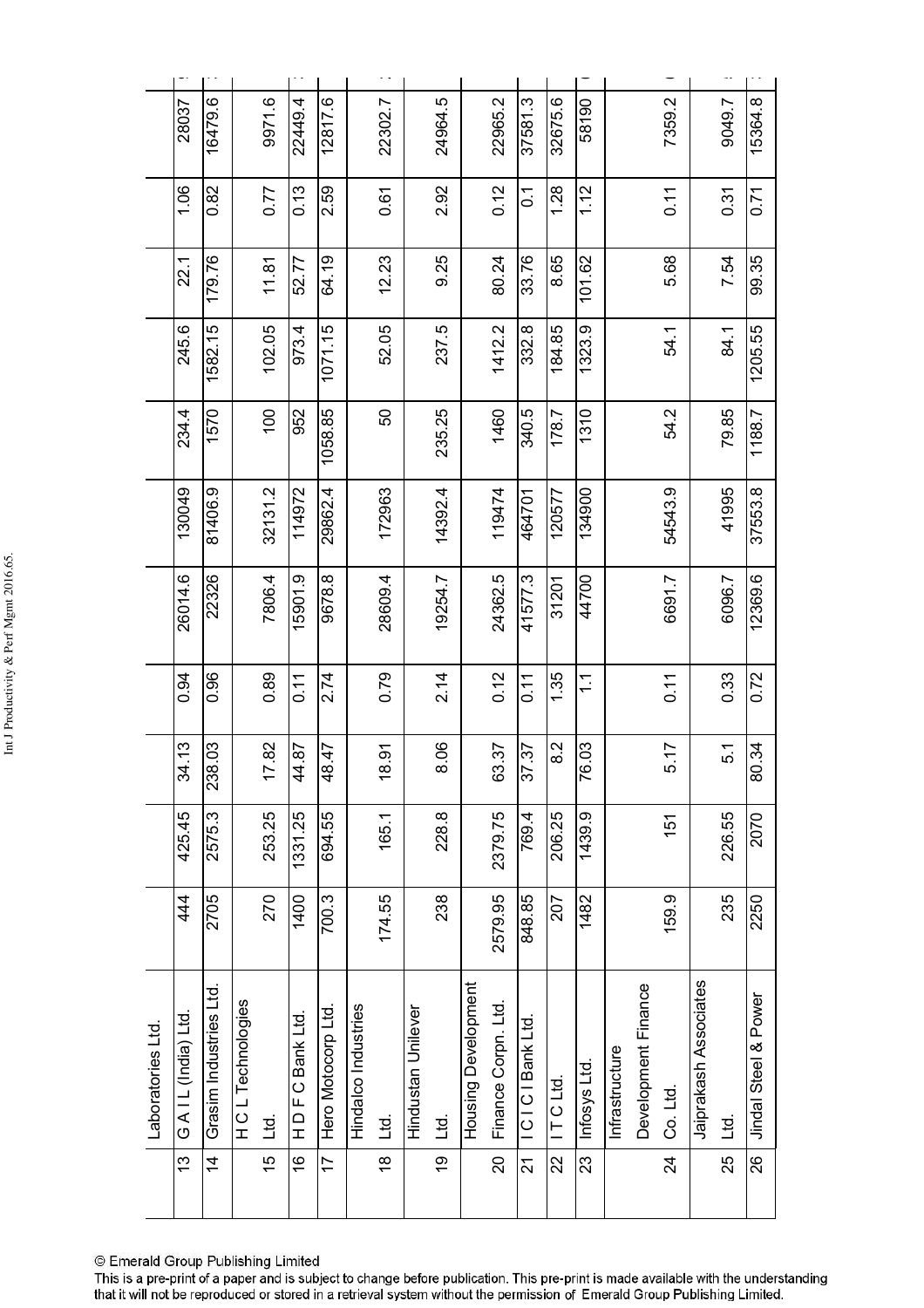|  | Laboratories Ltd. |  |  |  |  |  |  |  |  |  |  |  |
|---|---|---|---|---|---|---|---|---|---|---|---|---|
| 13 | G A I L (India) Ltd. | 444 | 425.45 | 34.13 | 0.94 | 26014.6 | 130049 | 234.4 | 245.6 | 22.1 | 1.06 | 28037 |
| 14 | Grasim Industries Ltd. | 2705 | 2575.3 | 238.03 | 0.96 | 22326 | 81406.9 | 1570 | 1582.15 | 179.76 | 0.82 | 16479.6 |
| 15 | H C L Technologies Ltd. | 270 | 253.25 | 17.82 | 0.89 | 7806.4 | 32131.2 | 100 | 102.05 | 11.81 | 0.77 | 9971.6 |
| 16 | H D F C Bank Ltd. | 1400 | 1331.25 | 44.87 | 0.11 | 15901.9 | 114972 | 952 | 973.4 | 52.77 | 0.13 | 22449.4 |
| 17 | Hero Motocorp Ltd. | 700.3 | 694.55 | 48.47 | 2.74 | 9678.8 | 29862.4 | 1058.85 | 1071.15 | 64.19 | 2.59 | 12817.6 |
| 18 | Hindalco Industries Ltd. | 174.55 | 165.1 | 18.91 | 0.79 | 28609.4 | 172963 | 50 | 52.05 | 12.23 | 0.61 | 22302.7 |
| 19 | Hindustan Unilever Ltd. | 238 | 228.8 | 8.06 | 2.14 | 19254.7 | 14392.4 | 235.25 | 237.5 | 9.25 | 2.92 | 24964.5 |
| 20 | Housing Development Finance Corpn. Ltd. | 2579.95 | 2379.75 | 63.37 | 0.12 | 24362.5 | 119474 | 1460 | 1412.2 | 80.24 | 0.12 | 22965.2 |
| 21 | I C I C I Bank Ltd. | 848.85 | 769.4 | 37.37 | 0.11 | 41577.3 | 464701 | 340.5 | 332.8 | 33.76 | 0.1 | 37581.3 |
| 22 | I T C Ltd. | 207 | 206.25 | 8.2 | 1.35 | 31201 | 120577 | 178.7 | 184.85 | 8.65 | 1.28 | 32675.6 |
| 23 | Infosys Ltd. | 1482 | 1439.9 | 76.03 | 1.1 | 44700 | 134900 | 1310 | 1323.9 | 101.62 | 1.12 | 58190 |
| 24 | Infrastructure Development Finance Co. Ltd. | 159.9 | 151 | 5.17 | 0.11 | 6691.7 | 54543.9 | 54.2 | 54.1 | 5.68 | 0.11 | 7359.2 |
| 25 | Jaiprakash Associates Ltd. | 235 | 226.55 | 5.1 | 0.33 | 6096.7 | 41995 | 79.85 | 84.1 | 7.54 | 0.31 | 9049.7 |
| 26 | Jindal Steel & Power | 2250 | 2070 | 80.34 | 0.72 | 12369.6 | 37553.8 | 1188.7 | 1205.55 | 99.35 | 0.71 | 15364.8 |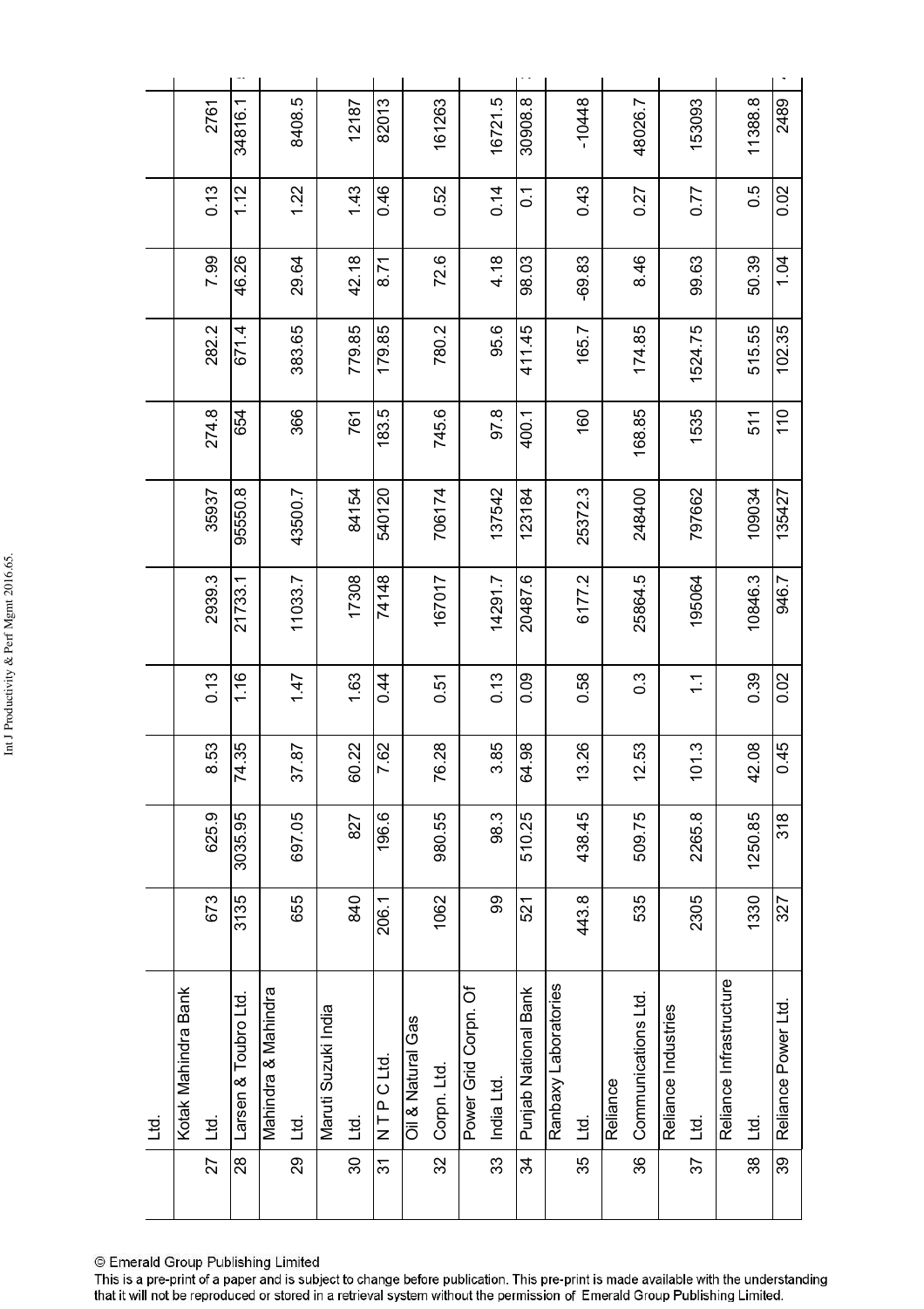|  | Ltd. |  |  |  |  |  |  |  |  |  |  |  |
|---|---|---|---|---|---|---|---|---|---|---|---|---|
| 27 | Kotak Mahindra Bank Ltd. | 673 | 625.9 | 8.53 | 0.13 | 2939.3 | 35937 | 274.8 | 282.2 | 7.99 | 0.13 | 2761 |
| 28 | Larsen & Toubro Ltd. | 3135 | 3035.95 | 74.35 | 1.16 | 21733.1 | 95550.8 | 654 | 671.4 | 46.26 | 1.12 | 34816.1 |
| 29 | Mahindra & Mahindra Ltd. | 655 | 697.05 | 37.87 | 1.47 | 11033.7 | 43500.7 | 366 | 383.65 | 29.64 | 1.22 | 8408.5 |
| 30 | Maruti Suzuki India Ltd. | 840 | 827 | 60.22 | 1.63 | 17308 | 84154 | 761 | 779.85 | 42.18 | 1.43 | 12187 |
| 31 | N T P C Ltd. | 206.1 | 196.6 | 7.62 | 0.44 | 74148 | 540120 | 183.5 | 179.85 | 8.71 | 0.46 | 82013 |
| 32 | Oil & Natural Gas Corpn. Ltd. | 1062 | 980.55 | 76.28 | 0.51 | 167017 | 706174 | 745.6 | 780.2 | 72.6 | 0.52 | 161263 |
| 33 | Power Grid Corpn. Of India Ltd. | 99 | 98.3 | 3.85 | 0.13 | 14291.7 | 137542 | 97.8 | 95.6 | 4.18 | 0.14 | 16721.5 |
| 34 | Punjab National Bank | 521 | 510.25 | 64.98 | 0.09 | 20487.6 | 123184 | 400.1 | 411.45 | 98.03 | 0.1 | 30908.8 |
| 35 | Ranbaxy Laboratories Ltd. | 443.8 | 438.45 | 13.26 | 0.58 | 6177.2 | 25372.3 | 160 | 165.7 | -69.83 | 0.43 | -10448 |
| 36 | Reliance Communications Ltd. | 535 | 509.75 | 12.53 | 0.3 | 25864.5 | 248400 | 168.85 | 174.85 | 8.46 | 0.27 | 48026.7 |
| 37 | Reliance Industries Ltd. | 2305 | 2265.8 | 101.3 | 1.1 | 195064 | 797662 | 1535 | 1524.75 | 99.63 | 0.77 | 153093 |
| 38 | Reliance Infrastructure Ltd. | 1330 | 1250.85 | 42.08 | 0.39 | 10846.3 | 109034 | 511 | 515.55 | 50.39 | 0.5 | 11388.8 |
| 39 | Reliance Power Ltd. | 327 | 318 | 0.45 | 0.02 | 946.7 | 135427 | 110 | 102.35 | 1.04 | 0.02 | 2489 |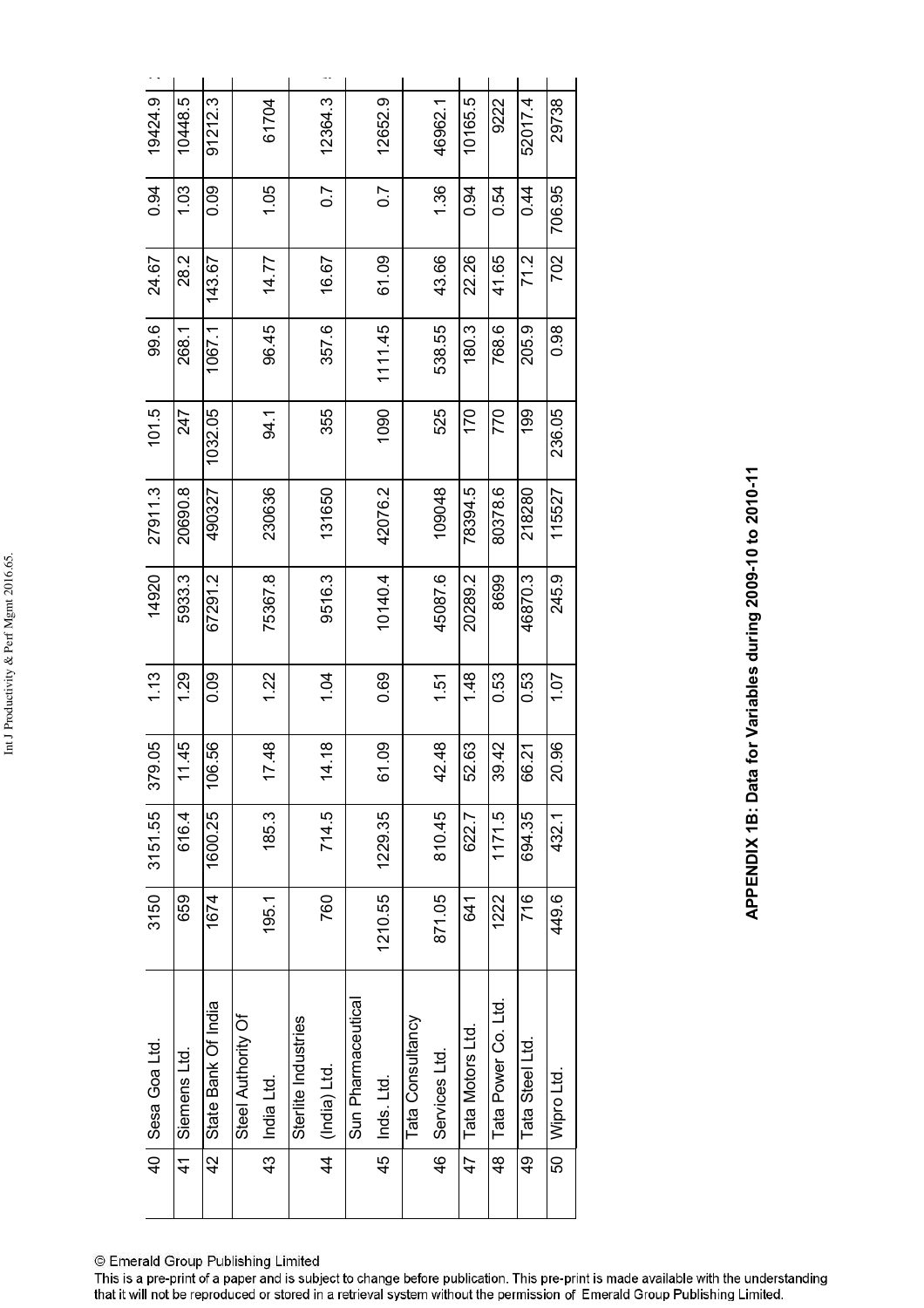| 40 | Sesa Goa Ltd. | 3150 | 3151.55 | 379.05 | 1.13 | 14920 | 27911.3 | 101.5 | 99.6 | 24.67 | 0.94 | 19424.9 |
|---|---|---|---|---|---|---|---|---|---|---|---|---|
| 41 | Siemens Ltd. | 659 | 616.4 | 11.45 | 1.29 | 5933.3 | 20690.8 | 247 | 268.1 | 28.2 | 1.03 | 10448.5 |
| 42 | State Bank Of India | 1674 | 1600.25 | 106.56 | 0.09 | 67291.2 | 490327 | 1032.05 | 1067.1 | 143.67 | 0.09 | 91212.3 |
| 43 | Steel Authority Of India Ltd. | 195.1 | 185.3 | 17.48 | 1.22 | 75367.8 | 230636 | 94.1 | 96.45 | 14.77 | 1.05 | 61704 |
| 44 | Sterlite Industries (India) Ltd. | 760 | 714.5 | 14.18 | 1.04 | 9516.3 | 131650 | 355 | 357.6 | 16.67 | 0.7 | 12364.3 |
| 45 | Sun Pharmaceutical Inds. Ltd. | 1210.55 | 1229.35 | 61.09 | 0.69 | 10140.4 | 42076.2 | 1090 | 1111.45 | 61.09 | 0.7 | 12652.9 |
| 46 | Tata Consultancy Services Ltd. | 871.05 | 810.45 | 42.48 | 1.51 | 45087.6 | 109048 | 525 | 538.55 | 43.66 | 1.36 | 46962.1 |
| 47 | Tata Motors Ltd. | 641 | 622.7 | 52.63 | 1.48 | 20289.2 | 78394.5 | 170 | 180.3 | 22.26 | 0.94 | 10165.5 |
| 48 | Tata Power Co. Ltd. | 1222 | 1171.5 | 39.42 | 0.53 | 8699 | 80378.6 | 770 | 768.6 | 41.65 | 0.54 | 9222 |
| 49 | Tata Steel Ltd. | 716 | 694.35 | 66.21 | 0.53 | 46870.3 | 218280 | 199 | 205.9 | 71.2 | 0.44 | 52017.4 |
| 50 | Wipro Ltd. | 449.6 | 432.1 | 20.96 | 1.07 | 245.9 | 115527 | 236.05 | 0.98 | 702 | 706.95 | 29738 |

**APPENDIX 1B: Data for Variables during 2009-10 to 2010-11**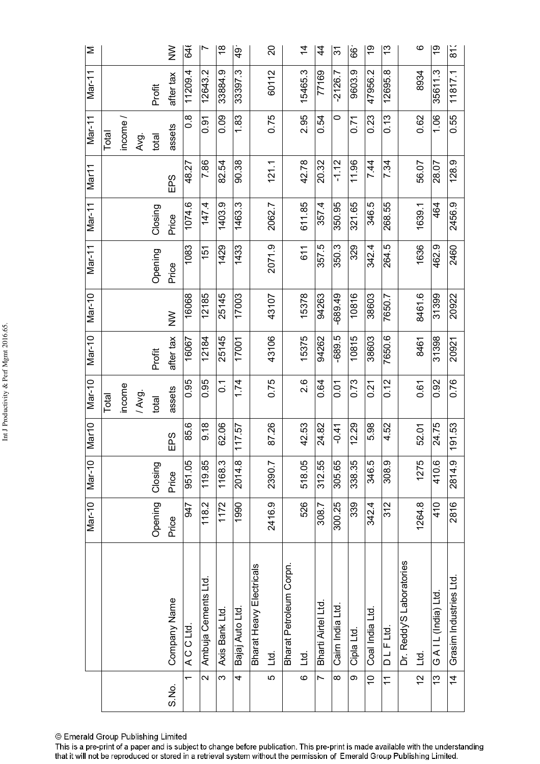| S.No. | Company Name | Mar-10 Opening Price | Mar-10 Closing Price | Mar10 EPS | Mar-10 Total income / Avg. total assets | Mar-10 Profit after tax | Mar-10 NW | Mar-11 Opening Price | Mar-11 Closing Price | Mar11 EPS | Mar-11 Total income / Avg. total assets | Mar-11 Profit after tax | M NW |
|---|---|---|---|---|---|---|---|---|---|---|---|---|---|
| 1 | A C C Ltd. | 947 | 951.05 | 85.6 | 0.95 | 16067 | 16068 | 1083 | 1074.6 | 48.27 | 0.8 | 11209.4 | 64 |
| 2 | Ambuja Cements Ltd. | 118.2 | 119.85 | 9.18 | 0.95 | 12184 | 12185 | 151 | 147.4 | 7.86 | 0.91 | 12643.2 | 7 |
| 3 | Axis Bank Ltd. | 1172 | 1168.3 | 62.06 | 0.1 | 25145 | 25145 | 1429 | 1403.9 | 82.54 | 0.09 | 33884.9 | 18 |
| 4 | Bajaj Auto Ltd. | 1990 | 2014.8 | 117.57 | 1.74 | 17001 | 17003 | 1433 | 1463.3 | 90.38 | 1.83 | 33397.3 | 49 |
| 5 | Bharat Heavy Electricals Ltd. | 2416.9 | 2390.7 | 87.26 | 0.75 | 43106 | 43107 | 2071.9 | 2062.7 | 121.1 | 0.75 | 60112 | 20 |
| 6 | Bharat Petroleum Corpn. Ltd. | 526 | 518.05 | 42.53 | 2.6 | 15375 | 15378 | 611 | 611.85 | 42.78 | 2.95 | 15465.3 | 14 |
| 7 | Bharti Airtel Ltd. | 308.7 | 312.55 | 24.82 | 0.64 | 94262 | 94263 | 357.5 | 357.4 | 20.32 | 0.54 | 77169 | 44 |
| 8 | Cairn India Ltd. | 300.25 | 305.65 | -0.41 | 0.01 | -689.5 | -689.49 | 350.3 | 350.95 | -1.12 | 0 | -2126.7 | 31 |
| 9 | Cipla Ltd. | 339 | 338.35 | 12.29 | 0.73 | 10815 | 10816 | 329 | 321.65 | 11.96 | 0.71 | 9603.9 | 66 |
| 10 | Coal India Ltd. | 342.4 | 346.5 | 5.98 | 0.21 | 38603 | 38603 | 342.4 | 346.5 | 7.44 | 0.23 | 47956.2 | 19 |
| 11 | D L F Ltd. | 312 | 308.9 | 4.52 | 0.12 | 7650.6 | 7650.7 | 264.5 | 268.55 | 7.34 | 0.13 | 12695.8 | 13 |
| 12 | Dr. Reddy'S Laboratories Ltd. | 1264.8 | 1275 | 52.01 | 0.61 | 8461 | 8461.6 | 1636 | 1639.1 | 56.07 | 0.62 | 8934 | 6 |
| 13 | G A I L (India) Ltd. | 410 | 410.6 | 24.75 | 0.92 | 31398 | 31399 | 462.9 | 464 | 28.07 | 1.06 | 35611.3 | 19 |
| 14 | Grasim Industries Ltd. | 2816 | 2814.9 | 191.53 | 0.76 | 20921 | 20922 | 2460 | 2456.9 | 128.9 | 0.55 | 11817.1 | 81 |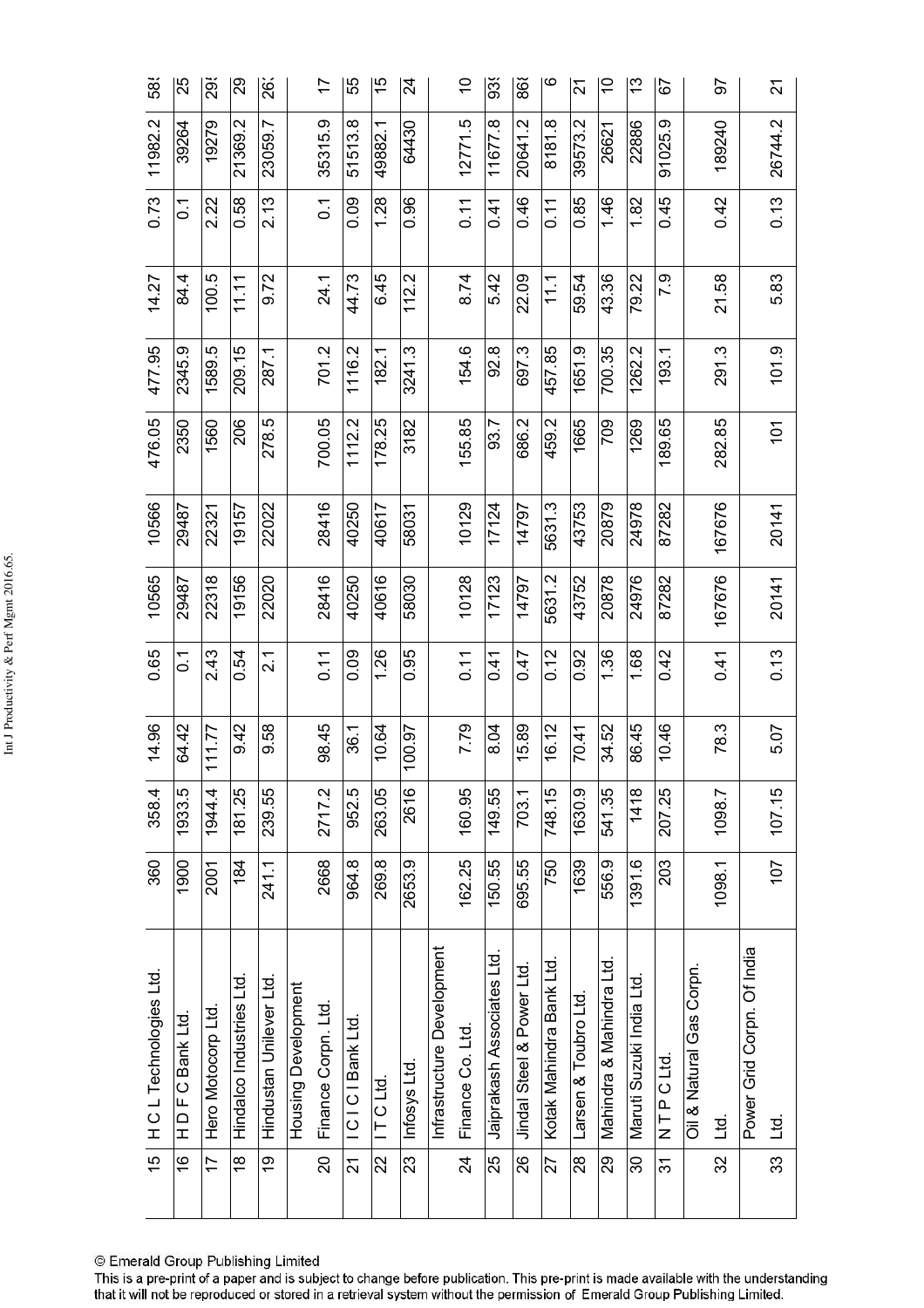| 15 | H C L Technologies Ltd. | 360 | 358.4 | 14.96 | 0.65 | 10565 | 10566 | 476.05 | 477.95 | 14.27 | 0.73 | 11982.2 | 58 |
|---|---|---|---|---|---|---|---|---|---|---|---|---|---|
| 16 | H D F C Bank Ltd. | 1900 | 1933.5 | 64.42 | 0.1 | 29487 | 29487 | 2350 | 2345.9 | 84.4 | 0.1 | 39264 | 25 |
| 17 | Hero Motocorp Ltd. | 2001 | 1944.4 | 111.77 | 2.43 | 22318 | 22321 | 1560 | 1589.5 | 100.5 | 2.22 | 19279 | 29 |
| 18 | Hindalco Industries Ltd. | 184 | 181.25 | 9.42 | 0.54 | 19156 | 19157 | 206 | 209.15 | 11.11 | 0.58 | 21369.2 | 29 |
| 19 | Hindustan Unilever Ltd. | 241.1 | 239.55 | 9.58 | 2.1 | 22020 | 22022 | 278.5 | 287.1 | 9.72 | 2.13 | 23059.7 | 26 |
| 20 | Housing Development Finance Corpn. Ltd. | 2668 | 2717.2 | 98.45 | 0.11 | 28416 | 28416 | 700.05 | 701.2 | 24.1 | 0.1 | 35315.9 | 17 |
| 21 | I C I C I Bank Ltd. | 964.8 | 952.5 | 36.1 | 0.09 | 40250 | 40250 | 1112.2 | 1116.2 | 44.73 | 0.09 | 51513.8 | 55 |
| 22 | I T C Ltd. | 269.8 | 263.05 | 10.64 | 1.26 | 40616 | 40617 | 178.25 | 182.1 | 6.45 | 1.28 | 49882.1 | 15 |
| 23 | Infosys Ltd. | 2653.9 | 2616 | 100.97 | 0.95 | 58030 | 58031 | 3182 | 3241.3 | 112.2 | 0.96 | 64430 | 24 |
| 24 | Infrastructure Development Finance Co. Ltd. | 162.25 | 160.95 | 7.79 | 0.11 | 10128 | 10129 | 155.85 | 154.6 | 8.74 | 0.11 | 12771.5 | 10 |
| 25 | Jaiprakash Associates Ltd. | 150.55 | 149.55 | 8.04 | 0.41 | 17123 | 17124 | 93.7 | 92.8 | 5.42 | 0.41 | 11677.8 | 93 |
| 26 | Jindal Steel & Power Ltd. | 695.55 | 703.1 | 15.89 | 0.47 | 14797 | 14797 | 686.2 | 697.3 | 22.09 | 0.46 | 20641.2 | 86 |
| 27 | Kotak Mahindra Bank Ltd. | 750 | 748.15 | 16.12 | 0.12 | 5631.2 | 5631.3 | 459.2 | 457.85 | 11.1 | 0.11 | 8181.8 | 6 |
| 28 | Larsen & Toubro Ltd. | 1639 | 1630.9 | 70.41 | 0.92 | 43752 | 43753 | 1665 | 1651.9 | 59.54 | 0.85 | 39573.2 | 21 |
| 29 | Mahindra & Mahindra Ltd. | 556.9 | 541.35 | 34.52 | 1.36 | 20878 | 20879 | 709 | 700.35 | 43.36 | 1.46 | 26621 | 10 |
| 30 | Maruti Suzuki India Ltd. | 1391.6 | 1418 | 86.45 | 1.68 | 24976 | 24978 | 1269 | 1262.2 | 79.22 | 1.82 | 22886 | 13 |
| 31 | N T P C Ltd. | 203 | 207.25 | 10.46 | 0.42 | 87282 | 87282 | 189.65 | 193.1 | 7.9 | 0.45 | 91025.9 | 67 |
| 32 | Oil & Natural Gas Corpn. Ltd. | 1098.1 | 1098.7 | 78.3 | 0.41 | 167676 | 167676 | 282.85 | 291.3 | 21.58 | 0.42 | 189240 | 97 |
| 33 | Power Grid Corpn. Of India Ltd. | 107 | 107.15 | 5.07 | 0.13 | 20141 | 20141 | 101 | 101.9 | 5.83 | 0.13 | 26744.2 | 21 |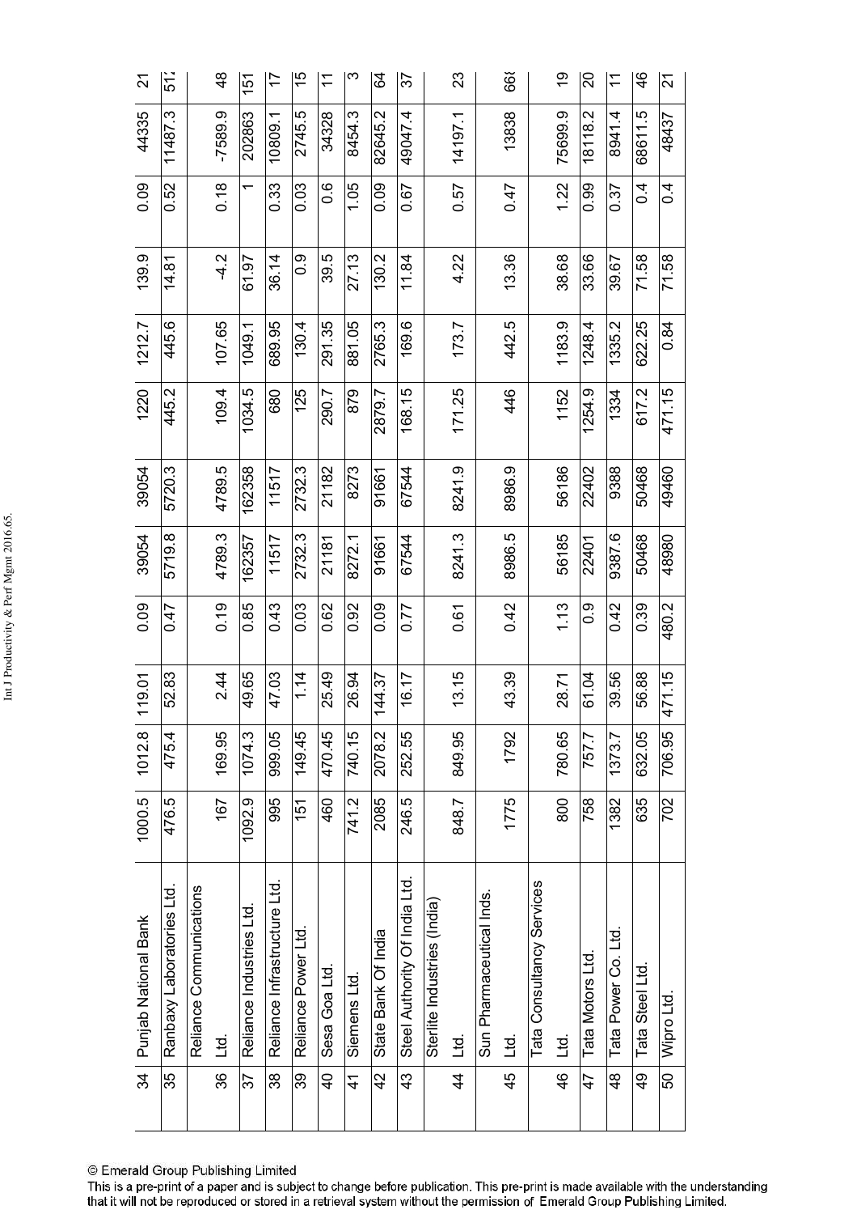| 34 | Punjab National Bank | 1000.5 | 1012.8 | 119.01 | 0.09 | 39054 | 39054 | 1220 | 1212.7 | 139.9 | 0.09 | 44335 | 21 |
|---|---|---|---|---|---|---|---|---|---|---|---|---|---|
| 35 | Ranbaxy Laboratories Ltd. | 476.5 | 475.4 | 52.83 | 0.47 | 5719.8 | 5720.3 | 445.2 | 445.6 | 14.81 | 0.52 | 11487.3 | 51 |
| 36 | Reliance Communications Ltd. | 167 | 169.95 | 2.44 | 0.19 | 4789.3 | 4789.5 | 109.4 | 107.65 | -4.2 | 0.18 | -7589.9 | 48 |
| 37 | Reliance Industries Ltd. | 1092.9 | 1074.3 | 49.65 | 0.85 | 162357 | 162358 | 1034.5 | 1049.1 | 61.97 | 1 | 202863 | 151 |
| 38 | Reliance Infrastructure Ltd. | 995 | 999.05 | 47.03 | 0.43 | 11517 | 11517 | 680 | 689.95 | 36.14 | 0.33 | 10809.1 | 17 |
| 39 | Reliance Power Ltd. | 151 | 149.45 | 1.14 | 0.03 | 2732.3 | 2732.3 | 125 | 130.4 | 0.9 | 0.03 | 2745.5 | 15 |
| 40 | Sesa Goa Ltd. | 460 | 470.45 | 25.49 | 0.62 | 21181 | 21182 | 290.7 | 291.35 | 39.5 | 0.6 | 34328 | 11 |
| 41 | Siemens Ltd. | 741.2 | 740.15 | 26.94 | 0.92 | 8272.1 | 8273 | 879 | 881.05 | 27.13 | 1.05 | 8454.3 | 3 |
| 42 | State Bank Of India | 2085 | 2078.2 | 144.37 | 0.09 | 91661 | 91661 | 2879.7 | 2765.3 | 130.2 | 0.09 | 82645.2 | 64 |
| 43 | Steel Authority Of India Ltd. | 246.5 | 252.55 | 16.17 | 0.77 | 67544 | 67544 | 168.15 | 169.6 | 11.84 | 0.67 | 49047.4 | 37 |
| 44 | Sterlite Industries (India) Ltd. | 848.7 | 849.95 | 13.15 | 0.61 | 8241.3 | 8241.9 | 171.25 | 173.7 | 4.22 | 0.57 | 14197.1 | 23 |
| 45 | Sun Pharmaceutical Inds. Ltd. | 1775 | 1792 | 43.39 | 0.42 | 8986.5 | 8986.9 | 446 | 442.5 | 13.36 | 0.47 | 13838 | 66 |
| 46 | Tata Consultancy Services Ltd. | 800 | 780.65 | 28.71 | 1.13 | 56185 | 56186 | 1152 | 1183.9 | 38.68 | 1.22 | 75699.9 | 19 |
| 47 | Tata Motors Ltd. | 758 | 757.7 | 61.04 | 0.9 | 22401 | 22402 | 1254.9 | 1248.4 | 33.66 | 0.99 | 18118.2 | 20 |
| 48 | Tata Power Co. Ltd. | 1382 | 1373.7 | 39.56 | 0.42 | 9387.6 | 9388 | 1334 | 1335.2 | 39.67 | 0.37 | 8941.4 | 11 |
| 49 | Tata Steel Ltd. | 635 | 632.05 | 56.88 | 0.39 | 50468 | 50468 | 617.2 | 622.25 | 71.58 | 0.4 | 68611.5 | 46 |
| 50 | Wipro Ltd. | 702 | 706.95 | 471.15 | 480.2 | 48980 | 49460 | 471.15 | 0.84 | 71.58 | 0.4 | 48437 | 21 |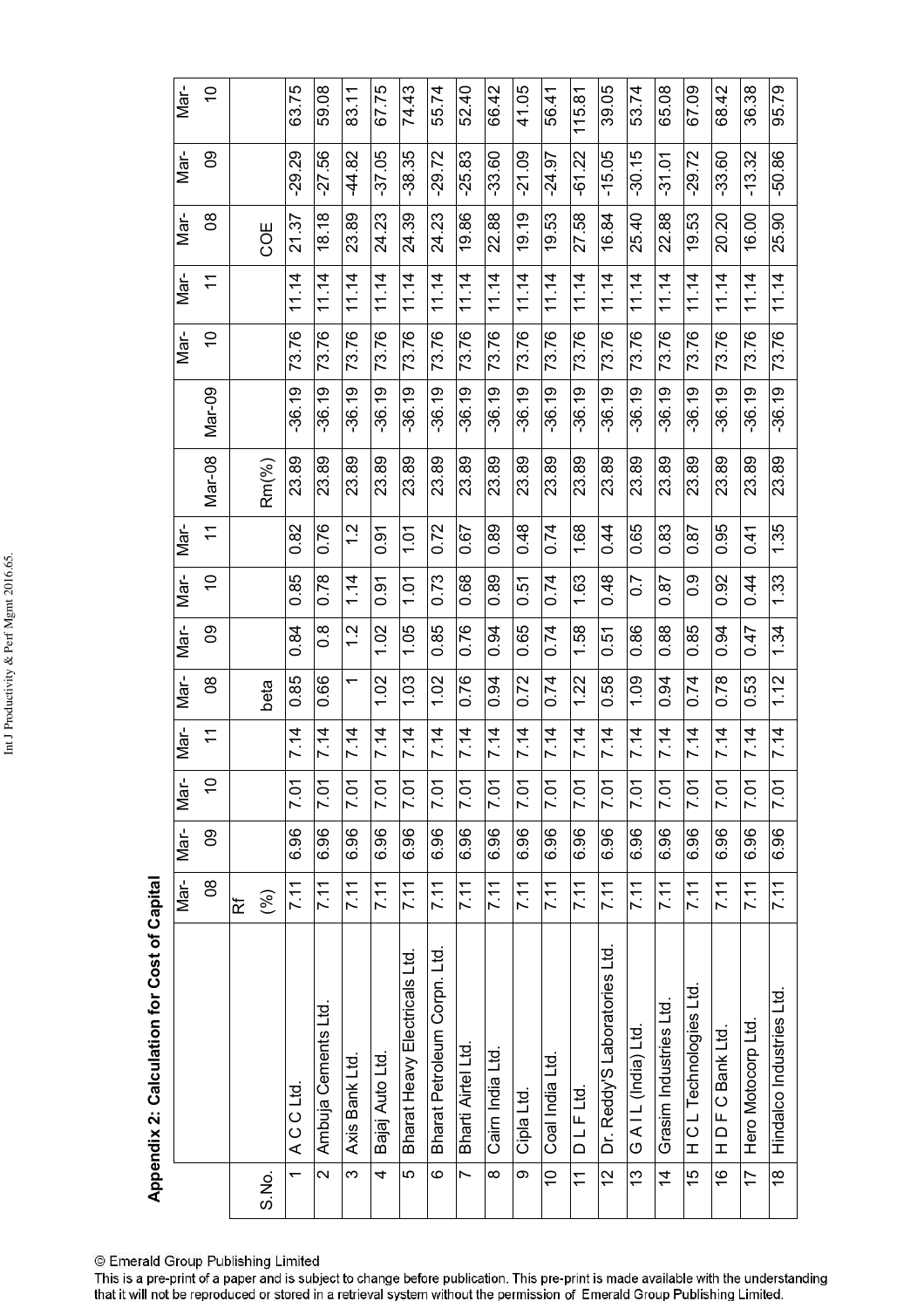**Appendix 2: Calculation for Cost of Capital**

| S.No. | | Mar-08 | Mar-09 | Mar-10 | Mar-11 | Mar-08 | Mar-09 | Mar-10 | Mar-11 | Mar-08 | Mar-09 | Mar-10 | Mar-11 | Mar-08 | Mar-09 | Mar-10 |
|---|---|---|---|---|---|---|---|---|---|---|---|---|---|---|---|---|
| | | Rf (%) | | | | beta | | | | Rm(%) | | | | COE | | |
| 1 | A C C Ltd. | 7.11 | 6.96 | 7.01 | 7.14 | 0.85 | 0.84 | 0.85 | 0.82 | 23.89 | -36.19 | 73.76 | 11.14 | 21.37 | -29.29 | 63.75 |
| 2 | Ambuja Cements Ltd. | 7.11 | 6.96 | 7.01 | 7.14 | 0.66 | 0.8 | 0.78 | 0.76 | 23.89 | -36.19 | 73.76 | 11.14 | 18.18 | -27.56 | 59.08 |
| 3 | Axis Bank Ltd. | 7.11 | 6.96 | 7.01 | 7.14 | 1 | 1.2 | 1.14 | 1.2 | 23.89 | -36.19 | 73.76 | 11.14 | 23.89 | -44.82 | 83.11 |
| 4 | Bajaj Auto Ltd. | 7.11 | 6.96 | 7.01 | 7.14 | 1.02 | 1.02 | 0.91 | 0.91 | 23.89 | -36.19 | 73.76 | 11.14 | 24.23 | -37.05 | 67.75 |
| 5 | Bharat Heavy Electricals Ltd. | 7.11 | 6.96 | 7.01 | 7.14 | 1.03 | 1.05 | 1.01 | 1.01 | 23.89 | -36.19 | 73.76 | 11.14 | 24.39 | -38.35 | 74.43 |
| 6 | Bharat Petroleum Corpn. Ltd. | 7.11 | 6.96 | 7.01 | 7.14 | 1.02 | 0.85 | 0.73 | 0.72 | 23.89 | -36.19 | 73.76 | 11.14 | 24.23 | -29.72 | 55.74 |
| 7 | Bharti Airtel Ltd. | 7.11 | 6.96 | 7.01 | 7.14 | 0.76 | 0.76 | 0.68 | 0.67 | 23.89 | -36.19 | 73.76 | 11.14 | 19.86 | -25.83 | 52.40 |
| 8 | Cairn India Ltd. | 7.11 | 6.96 | 7.01 | 7.14 | 0.94 | 0.94 | 0.89 | 0.89 | 23.89 | -36.19 | 73.76 | 11.14 | 22.88 | -33.60 | 66.42 |
| 9 | Cipla Ltd. | 7.11 | 6.96 | 7.01 | 7.14 | 0.72 | 0.65 | 0.51 | 0.48 | 23.89 | -36.19 | 73.76 | 11.14 | 19.19 | -21.09 | 41.05 |
| 10 | Coal India Ltd. | 7.11 | 6.96 | 7.01 | 7.14 | 0.74 | 0.74 | 0.74 | 0.74 | 23.89 | -36.19 | 73.76 | 11.14 | 19.53 | -24.97 | 56.41 |
| 11 | D L F Ltd. | 7.11 | 6.96 | 7.01 | 7.14 | 1.22 | 1.58 | 1.63 | 1.68 | 23.89 | -36.19 | 73.76 | 11.14 | 27.58 | -61.22 | 115.81 |
| 12 | Dr. Reddy'S Laboratories Ltd. | 7.11 | 6.96 | 7.01 | 7.14 | 0.58 | 0.51 | 0.48 | 0.44 | 23.89 | -36.19 | 73.76 | 11.14 | 16.84 | -15.05 | 39.05 |
| 13 | G A I L (India) Ltd. | 7.11 | 6.96 | 7.01 | 7.14 | 1.09 | 0.86 | 0.7 | 0.65 | 23.89 | -36.19 | 73.76 | 11.14 | 25.40 | -30.15 | 53.74 |
| 14 | Grasim Industries Ltd. | 7.11 | 6.96 | 7.01 | 7.14 | 0.94 | 0.88 | 0.87 | 0.83 | 23.89 | -36.19 | 73.76 | 11.14 | 22.88 | -31.01 | 65.08 |
| 15 | H C L Technologies Ltd. | 7.11 | 6.96 | 7.01 | 7.14 | 0.74 | 0.85 | 0.9 | 0.87 | 23.89 | -36.19 | 73.76 | 11.14 | 19.53 | -29.72 | 67.09 |
| 16 | H D F C Bank Ltd. | 7.11 | 6.96 | 7.01 | 7.14 | 0.78 | 0.94 | 0.92 | 0.95 | 23.89 | -36.19 | 73.76 | 11.14 | 20.20 | -33.60 | 68.42 |
| 17 | Hero Motocorp Ltd. | 7.11 | 6.96 | 7.01 | 7.14 | 0.53 | 0.47 | 0.44 | 0.41 | 23.89 | -36.19 | 73.76 | 11.14 | 16.00 | -13.32 | 36.38 |
| 18 | Hindalco Industries Ltd. | 7.11 | 6.96 | 7.01 | 7.14 | 1.12 | 1.34 | 1.33 | 1.35 | 23.89 | -36.19 | 73.76 | 11.14 | 25.90 | -50.86 | 95.79 |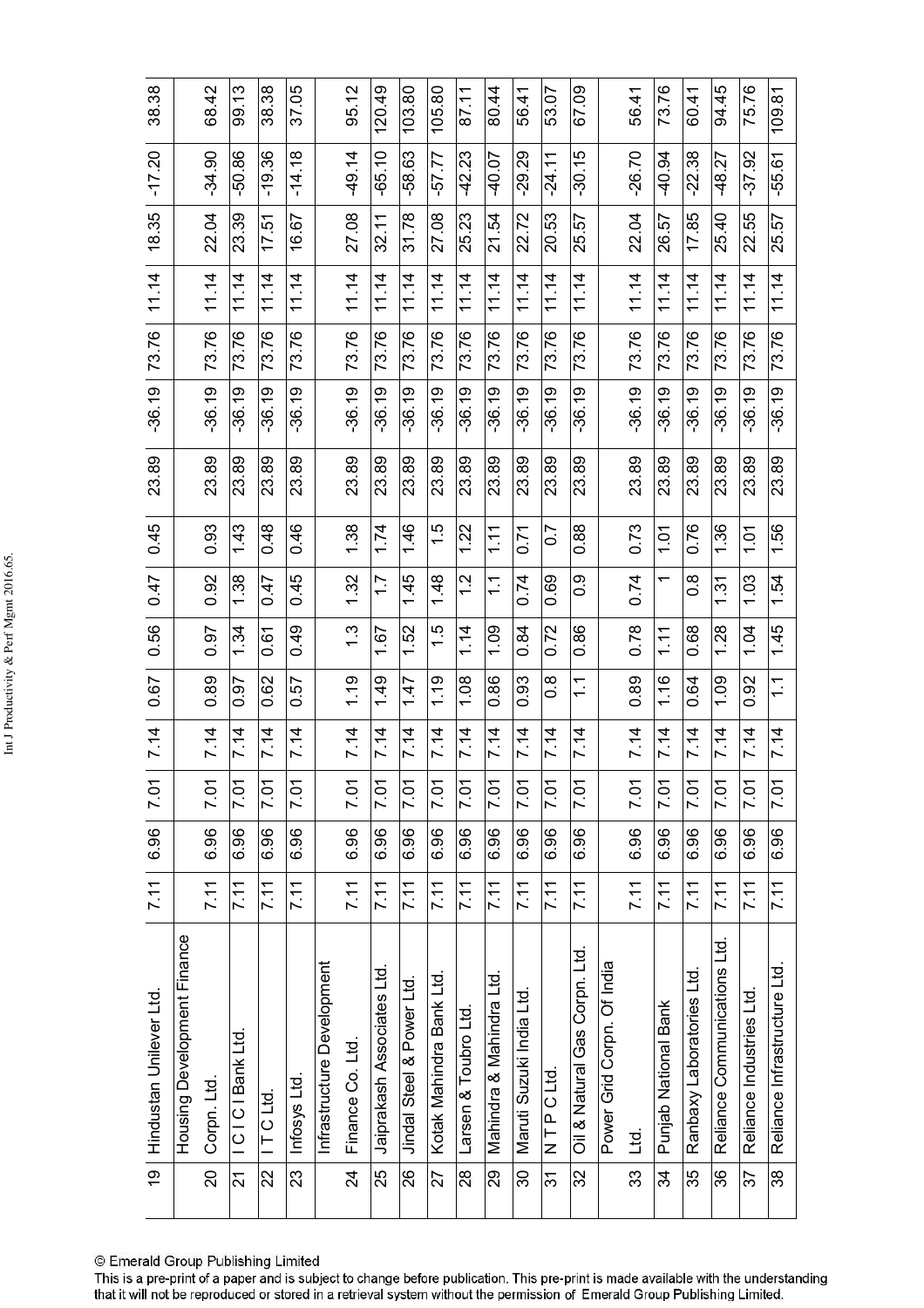| 19 | Hindustan Unilever Ltd. | 7.11 | 6.96 | 7.01 | 7.14 | 0.67 | 0.56 | 0.47 | 0.45 | 23.89 | -36.19 | 73.76 | 11.14 | 18.35 | -17.20 | 38.38 |
|---|---|---|---|---|---|---|---|---|---|---|---|---|---|---|---|---|
| 20 | Housing Development Finance Corpn. Ltd. | 7.11 | 6.96 | 7.01 | 7.14 | 0.89 | 0.97 | 0.92 | 0.93 | 23.89 | -36.19 | 73.76 | 11.14 | 22.04 | -34.90 | 68.42 |
| 21 | I C I C I Bank Ltd. | 7.11 | 6.96 | 7.01 | 7.14 | 0.97 | 1.34 | 1.38 | 1.43 | 23.89 | -36.19 | 73.76 | 11.14 | 23.39 | -50.86 | 99.13 |
| 22 | I T C Ltd. | 7.11 | 6.96 | 7.01 | 7.14 | 0.62 | 0.61 | 0.47 | 0.48 | 23.89 | -36.19 | 73.76 | 11.14 | 17.51 | -19.36 | 38.38 |
| 23 | Infosys Ltd. | 7.11 | 6.96 | 7.01 | 7.14 | 0.57 | 0.49 | 0.45 | 0.46 | 23.89 | -36.19 | 73.76 | 11.14 | 16.67 | -14.18 | 37.05 |
| 24 | Infrastructure Development Finance Co. Ltd. | 7.11 | 6.96 | 7.01 | 7.14 | 1.19 | 1.3 | 1.32 | 1.38 | 23.89 | -36.19 | 73.76 | 11.14 | 27.08 | -49.14 | 95.12 |
| 25 | Jaiprakash Associates Ltd. | 7.11 | 6.96 | 7.01 | 7.14 | 1.49 | 1.67 | 1.7 | 1.74 | 23.89 | -36.19 | 73.76 | 11.14 | 32.11 | -65.10 | 120.49 |
| 26 | Jindal Steel & Power Ltd. | 7.11 | 6.96 | 7.01 | 7.14 | 1.47 | 1.52 | 1.45 | 1.46 | 23.89 | -36.19 | 73.76 | 11.14 | 31.78 | -58.63 | 103.80 |
| 27 | Kotak Mahindra Bank Ltd. | 7.11 | 6.96 | 7.01 | 7.14 | 1.19 | 1.5 | 1.48 | 1.5 | 23.89 | -36.19 | 73.76 | 11.14 | 27.08 | -57.77 | 105.80 |
| 28 | Larsen & Toubro Ltd. | 7.11 | 6.96 | 7.01 | 7.14 | 1.08 | 1.14 | 1.2 | 1.22 | 23.89 | -36.19 | 73.76 | 11.14 | 25.23 | -42.23 | 87.11 |
| 29 | Mahindra & Mahindra Ltd. | 7.11 | 6.96 | 7.01 | 7.14 | 0.86 | 1.09 | 1.1 | 1.11 | 23.89 | -36.19 | 73.76 | 11.14 | 21.54 | -40.07 | 80.44 |
| 30 | Maruti Suzuki India Ltd. | 7.11 | 6.96 | 7.01 | 7.14 | 0.93 | 0.84 | 0.74 | 0.71 | 23.89 | -36.19 | 73.76 | 11.14 | 22.72 | -29.29 | 56.41 |
| 31 | N T P C Ltd. | 7.11 | 6.96 | 7.01 | 7.14 | 0.8 | 0.72 | 0.69 | 0.7 | 23.89 | -36.19 | 73.76 | 11.14 | 20.53 | -24.11 | 53.07 |
| 32 | Oil & Natural Gas Corpn. Ltd. | 7.11 | 6.96 | 7.01 | 7.14 | 1.1 | 0.86 | 0.9 | 0.88 | 23.89 | -36.19 | 73.76 | 11.14 | 25.57 | -30.15 | 67.09 |
| 33 | Power Grid Corpn. Of India Ltd. | 7.11 | 6.96 | 7.01 | 7.14 | 0.89 | 0.78 | 0.74 | 0.73 | 23.89 | -36.19 | 73.76 | 11.14 | 22.04 | -26.70 | 56.41 |
| 34 | Punjab National Bank | 7.11 | 6.96 | 7.01 | 7.14 | 1.16 | 1.11 | 1 | 1.01 | 23.89 | -36.19 | 73.76 | 11.14 | 26.57 | -40.94 | 73.76 |
| 35 | Ranbaxy Laboratories Ltd. | 7.11 | 6.96 | 7.01 | 7.14 | 0.64 | 0.68 | 0.8 | 0.76 | 23.89 | -36.19 | 73.76 | 11.14 | 17.85 | -22.38 | 60.41 |
| 36 | Reliance Communications Ltd. | 7.11 | 6.96 | 7.01 | 7.14 | 1.09 | 1.28 | 1.31 | 1.36 | 23.89 | -36.19 | 73.76 | 11.14 | 25.40 | -48.27 | 94.45 |
| 37 | Reliance Industries Ltd. | 7.11 | 6.96 | 7.01 | 7.14 | 0.92 | 1.04 | 1.03 | 1.01 | 23.89 | -36.19 | 73.76 | 11.14 | 22.55 | -37.92 | 75.76 |
| 38 | Reliance Infrastructure Ltd. | 7.11 | 6.96 | 7.01 | 7.14 | 1.1 | 1.45 | 1.54 | 1.56 | 23.89 | -36.19 | 73.76 | 11.14 | 25.57 | -55.61 | 109.81 |

© Emerald Group Publishing Limited

This is a pre-print of a paper and is subject to change before publication. This pre-print is made available with the understanding that it will not be reproduced or stored in a retrieval system without the permission of Emerald Group Publishing Limited.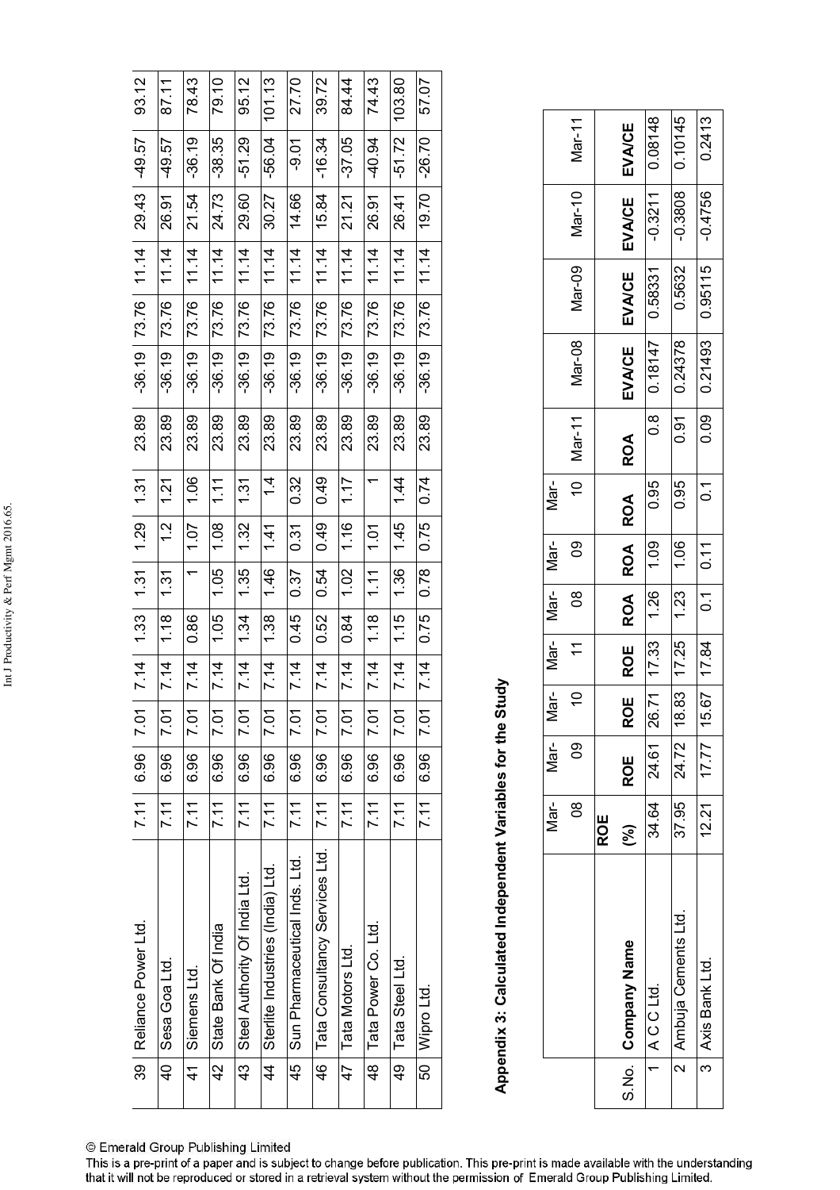| | | | | | | | | | | | | | | | | |
|---|---|---|---|---|---|---|---|---|---|---|---|---|---|---|---|---|
| 39 | Reliance Power Ltd. | 7.11 | 6.96 | 7.01 | 7.14 | 1.33 | 1.31 | 1.29 | 1.31 | 23.89 | -36.19 | 73.76 | 11.14 | 29.43 | -49.57 | 93.12 |
| 40 | Sesa Goa Ltd. | 7.11 | 6.96 | 7.01 | 7.14 | 1.18 | 1.31 | 1.2 | 1.21 | 23.89 | -36.19 | 73.76 | 11.14 | 26.91 | -49.57 | 87.11 |
| 41 | Siemens Ltd. | 7.11 | 6.96 | 7.01 | 7.14 | 0.86 | 1 | 1.07 | 1.06 | 23.89 | -36.19 | 73.76 | 11.14 | 21.54 | -36.19 | 78.43 |
| 42 | State Bank Of India | 7.11 | 6.96 | 7.01 | 7.14 | 1.05 | 1.05 | 1.08 | 1.11 | 23.89 | -36.19 | 73.76 | 11.14 | 24.73 | -38.35 | 79.10 |
| 43 | Steel Authority Of India Ltd. | 7.11 | 6.96 | 7.01 | 7.14 | 1.34 | 1.35 | 1.32 | 1.31 | 23.89 | -36.19 | 73.76 | 11.14 | 29.60 | -51.29 | 95.12 |
| 44 | Sterlite Industries (India) Ltd. | 7.11 | 6.96 | 7.01 | 7.14 | 1.38 | 1.46 | 1.41 | 1.4 | 23.89 | -36.19 | 73.76 | 11.14 | 30.27 | -56.04 | 101.13 |
| 45 | Sun Pharmaceutical Inds. Ltd. | 7.11 | 6.96 | 7.01 | 7.14 | 0.45 | 0.37 | 0.31 | 0.32 | 23.89 | -36.19 | 73.76 | 11.14 | 14.66 | -9.01 | 27.70 |
| 46 | Tata Consultancy Services Ltd. | 7.11 | 6.96 | 7.01 | 7.14 | 0.52 | 0.54 | 0.49 | 0.49 | 23.89 | -36.19 | 73.76 | 11.14 | 15.84 | -16.34 | 39.72 |
| 47 | Tata Motors Ltd. | 7.11 | 6.96 | 7.01 | 7.14 | 0.84 | 1.02 | 1.16 | 1.17 | 23.89 | -36.19 | 73.76 | 11.14 | 21.21 | -37.05 | 84.44 |
| 48 | Tata Power Co. Ltd. | 7.11 | 6.96 | 7.01 | 7.14 | 1.18 | 1.11 | 1.01 | 1 | 23.89 | -36.19 | 73.76 | 11.14 | 26.91 | -40.94 | 74.43 |
| 49 | Tata Steel Ltd. | 7.11 | 6.96 | 7.01 | 7.14 | 1.15 | 1.36 | 1.45 | 1.44 | 23.89 | -36.19 | 73.76 | 11.14 | 26.41 | -51.72 | 103.80 |
| 50 | Wipro Ltd. | 7.11 | 6.96 | 7.01 | 7.14 | 0.75 | 0.78 | 0.75 | 0.74 | 23.89 | -36.19 | 73.76 | 11.14 | 19.70 | -26.70 | 57.07 |

## Appendix 3: Calculated Independent Variables for the Study

| S.No. | Company Name | Mar-08 | Mar-09 | Mar-10 | Mar-11 | Mar-08 | Mar-09 | Mar-10 | Mar-11 | Mar-08 | Mar-09 | Mar-10 | Mar-11 |
|---|---|---|---|---|---|---|---|---|---|---|---|---|---|
| | | ROE (%) | ROE | ROE | ROE | ROA | ROA | ROA | ROA | EVA/CE | EVA/CE | EVA/CE | EVA/CE |
| 1 | A C C Ltd. | 34.64 | 24.61 | 26.71 | 17.33 | 1.26 | 1.09 | 0.95 | 0.8 | 0.18147 | 0.58331 | -0.3211 | 0.08148 |
| 2 | Ambuja Cements Ltd. | 37.95 | 24.72 | 18.83 | 17.25 | 1.23 | 1.06 | 0.95 | 0.91 | 0.24378 | 0.5632 | -0.3808 | 0.10145 |
| 3 | Axis Bank Ltd. | 12.21 | 17.77 | 15.67 | 17.84 | 0.1 | 0.11 | 0.1 | 0.09 | 0.21493 | 0.95115 | -0.4756 | 0.2413 |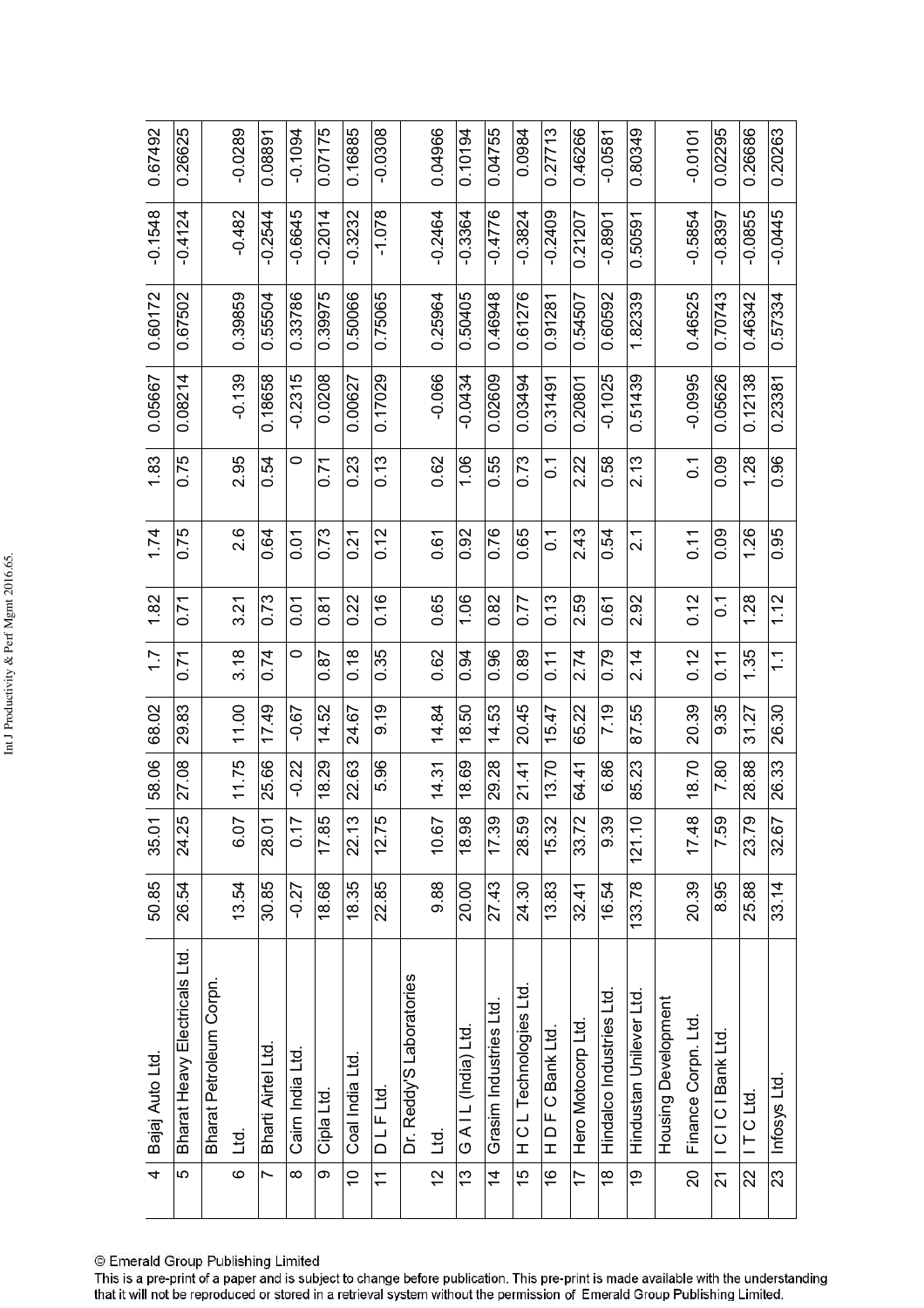| 4 | Bajaj Auto Ltd. | 50.85 | 35.01 | 58.06 | 68.02 | 1.7 | 1.82 | 1.74 | 1.83 | 0.05667 | 0.60172 | -0.1548 | 0.67492 |
|---|---|---|---|---|---|---|---|---|---|---|---|---|---|
| 5 | Bharat Heavy Electricals Ltd. | 26.54 | 24.25 | 27.08 | 29.83 | 0.71 | 0.71 | 0.75 | 0.75 | 0.08214 | 0.67502 | -0.4124 | 0.26625 |
| 6 | Bharat Petroleum Corpn. Ltd. | 13.54 | 6.07 | 11.75 | 11.00 | 3.18 | 3.21 | 2.6 | 2.95 | -0.139 | 0.39859 | -0.482 | -0.0289 |
| 7 | Bharti Airtel Ltd. | 30.85 | 28.01 | 25.66 | 17.49 | 0.74 | 0.73 | 0.64 | 0.54 | 0.18658 | 0.55504 | -0.2544 | 0.08891 |
| 8 | Cairn India Ltd. | -0.27 | 0.17 | -0.22 | -0.67 | 0 | 0.01 | 0.01 | 0 | -0.2315 | 0.33786 | -0.6645 | -0.1094 |
| 9 | Cipla Ltd. | 18.68 | 17.85 | 18.29 | 14.52 | 0.87 | 0.81 | 0.73 | 0.71 | 0.0208 | 0.39975 | -0.2014 | 0.07175 |
| 10 | Coal India Ltd. | 18.35 | 22.13 | 22.63 | 24.67 | 0.18 | 0.22 | 0.21 | 0.23 | 0.00627 | 0.50066 | -0.3232 | 0.16885 |
| 11 | D L F Ltd. | 22.85 | 12.75 | 5.96 | 9.19 | 0.35 | 0.16 | 0.12 | 0.13 | 0.17029 | 0.75065 | -1.078 | -0.0308 |
| 12 | Dr. Reddy'S Laboratories Ltd. | 9.88 | 10.67 | 14.31 | 14.84 | 0.62 | 0.65 | 0.61 | 0.62 | -0.066 | 0.25964 | -0.2464 | 0.04966 |
| 13 | G A I L (India) Ltd. | 20.00 | 18.98 | 18.69 | 18.50 | 0.94 | 1.06 | 0.92 | 1.06 | -0.0434 | 0.50405 | -0.3364 | 0.10194 |
| 14 | Grasim Industries Ltd. | 27.43 | 17.39 | 29.28 | 14.53 | 0.96 | 0.82 | 0.76 | 0.55 | 0.02609 | 0.46948 | -0.4776 | 0.04755 |
| 15 | H C L Technologies Ltd. | 24.30 | 28.59 | 21.41 | 20.45 | 0.89 | 0.77 | 0.65 | 0.73 | 0.03494 | 0.61276 | -0.3824 | 0.0984 |
| 16 | H D F C Bank Ltd. | 13.83 | 15.32 | 13.70 | 15.47 | 0.11 | 0.13 | 0.1 | 0.1 | 0.31491 | 0.91281 | -0.2409 | 0.27713 |
| 17 | Hero Motocorp Ltd. | 32.41 | 33.72 | 64.41 | 65.22 | 2.74 | 2.59 | 2.43 | 2.22 | 0.20801 | 0.54507 | 0.21207 | 0.46266 |
| 18 | Hindalco Industries Ltd. | 16.54 | 9.39 | 6.86 | 7.19 | 0.79 | 0.61 | 0.54 | 0.58 | -0.1025 | 0.60592 | -0.8901 | -0.0581 |
| 19 | Hindustan Unilever Ltd. | 133.78 | 121.10 | 85.23 | 87.55 | 2.14 | 2.92 | 2.1 | 2.13 | 0.51439 | 1.82339 | 0.50591 | 0.80349 |
| 20 | Housing Development Finance Corpn. Ltd. | 20.39 | 17.48 | 18.70 | 20.39 | 0.12 | 0.12 | 0.11 | 0.1 | -0.0995 | 0.46525 | -0.5854 | -0.0101 |
| 21 | I C I C I Bank Ltd. | 8.95 | 7.59 | 7.80 | 9.35 | 0.11 | 0.1 | 0.09 | 0.09 | 0.05626 | 0.70743 | -0.8397 | 0.02295 |
| 22 | I T C Ltd. | 25.88 | 23.79 | 28.88 | 31.27 | 1.35 | 1.28 | 1.26 | 1.28 | 0.12138 | 0.46342 | -0.0855 | 0.26686 |
| 23 | Infosys Ltd. | 33.14 | 32.67 | 26.33 | 26.30 | 1.1 | 1.12 | 0.95 | 0.96 | 0.23381 | 0.57334 | -0.0445 | 0.20263 |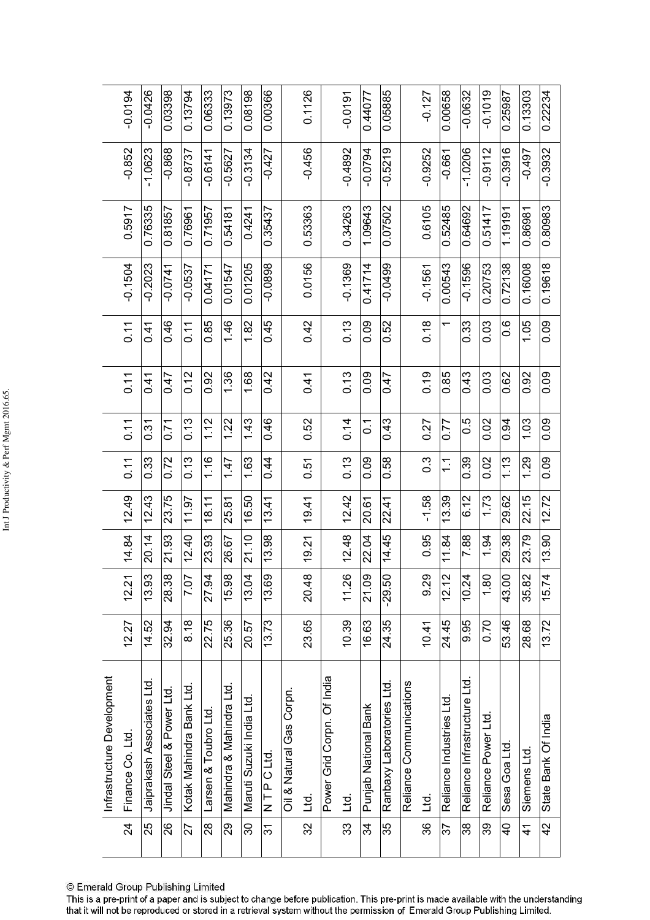| 24 | Infrastructure Development Finance Co. Ltd. | 12.27 | 12.21 | 14.84 | 12.49 | 0.11 | 0.11 | 0.11 | 0.11 | -0.1504 | 0.5917 | -0.852 | -0.0194 |
|---|---|---|---|---|---|---|---|---|---|---|---|---|---|
| 25 | Jaiprakash Associates Ltd. | 14.52 | 13.93 | 20.14 | 12.43 | 0.33 | 0.31 | 0.41 | 0.41 | -0.2023 | 0.76335 | -1.0623 | -0.0426 |
| 26 | Jindal Steel & Power Ltd. | 32.94 | 28.38 | 21.93 | 23.75 | 0.72 | 0.71 | 0.47 | 0.46 | -0.0741 | 0.81857 | -0.868 | 0.03398 |
| 27 | Kotak Mahindra Bank Ltd. | 8.18 | 7.07 | 12.40 | 11.97 | 0.13 | 0.13 | 0.12 | 0.11 | -0.0537 | 0.76961 | -0.8737 | 0.13794 |
| 28 | Larsen & Toubro Ltd. | 22.75 | 27.94 | 23.93 | 18.11 | 1.16 | 1.12 | 0.92 | 0.85 | 0.04171 | 0.71957 | -0.6141 | 0.06333 |
| 29 | Mahindra & Mahindra Ltd. | 25.36 | 15.98 | 26.67 | 25.81 | 1.47 | 1.22 | 1.36 | 1.46 | 0.01547 | 0.54181 | -0.5627 | 0.13973 |
| 30 | Maruti Suzuki India Ltd. | 20.57 | 13.04 | 21.10 | 16.50 | 1.63 | 1.43 | 1.68 | 1.82 | 0.01205 | 0.4241 | -0.3134 | 0.08198 |
| 31 | N T P C Ltd. | 13.73 | 13.69 | 13.98 | 13.41 | 0.44 | 0.46 | 0.42 | 0.45 | -0.0898 | 0.35437 | -0.427 | 0.00366 |
| 32 | Oil & Natural Gas Corpn. Ltd. | 23.65 | 20.48 | 19.21 | 19.41 | 0.51 | 0.52 | 0.41 | 0.42 | 0.0156 | 0.53363 | -0.456 | 0.1126 |
| 33 | Power Grid Corpn. Of India Ltd. | 10.39 | 11.26 | 12.48 | 12.42 | 0.13 | 0.14 | 0.13 | 0.13 | -0.1369 | 0.34263 | -0.4892 | -0.0191 |
| 34 | Punjab National Bank | 16.63 | 21.09 | 22.04 | 20.61 | 0.09 | 0.1 | 0.09 | 0.09 | 0.41714 | 1.09643 | -0.0794 | 0.44077 |
| 35 | Ranbaxy Laboratories Ltd. | 24.35 | -29.50 | 14.45 | 22.41 | 0.58 | 0.43 | 0.47 | 0.52 | -0.0499 | 0.07502 | -0.5219 | 0.05885 |
| 36 | Reliance Communications Ltd. | 10.41 | 9.29 | 0.95 | -1.58 | 0.3 | 0.27 | 0.19 | 0.18 | -0.1561 | 0.6105 | -0.9252 | -0.127 |
| 37 | Reliance Industries Ltd. | 24.45 | 12.12 | 11.84 | 13.39 | 1.1 | 0.77 | 0.85 | 1 | 0.00543 | 0.52485 | -0.661 | 0.00658 |
| 38 | Reliance Infrastructure Ltd. | 9.95 | 10.24 | 7.88 | 6.12 | 0.39 | 0.5 | 0.43 | 0.33 | -0.1596 | 0.64692 | -1.0206 | -0.0632 |
| 39 | Reliance Power Ltd. | 0.70 | 1.80 | 1.94 | 1.73 | 0.02 | 0.02 | 0.03 | 0.03 | 0.20753 | 0.51417 | -0.9112 | -0.1019 |
| 40 | Sesa Goa Ltd. | 53.46 | 43.00 | 29.38 | 29.62 | 1.13 | 0.94 | 0.62 | 0.6 | 0.72138 | 1.19191 | -0.3916 | 0.25987 |
| 41 | Siemens Ltd. | 28.68 | 35.82 | 23.79 | 22.15 | 1.29 | 1.03 | 0.92 | 1.05 | 0.16008 | 0.86981 | -0.497 | 0.13303 |
| 42 | State Bank Of India | 13.72 | 15.74 | 13.90 | 12.72 | 0.09 | 0.09 | 0.09 | 0.09 | 0.19618 | 0.80983 | -0.3932 | 0.22234 |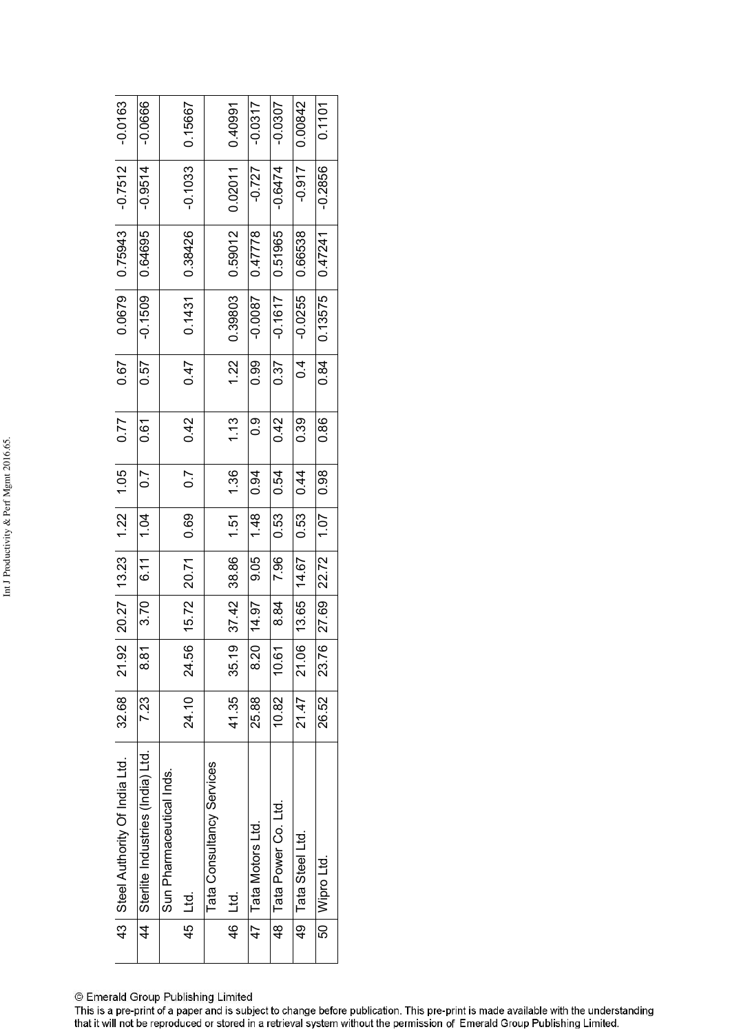| 43 | Steel Authority Of India Ltd. | 32.68 | 21.92 | 20.27 | 13.23 | 1.22 | 1.05 | 0.77 | 0.67 | 0.0679 | 0.75943 | -0.7512 | -0.0163 |
|---|---|---|---|---|---|---|---|---|---|---|---|---|---|
| 44 | Sterlite Industries (India) Ltd. | 7.23 | 8.81 | 3.70 | 6.11 | 1.04 | 0.7 | 0.61 | 0.57 | -0.1509 | 0.64695 | -0.9514 | -0.0666 |
| 45 | Sun Pharmaceutical Inds. Ltd. | 24.10 | 24.56 | 15.72 | 20.71 | 0.69 | 0.7 | 0.42 | 0.47 | 0.1431 | 0.38426 | -0.1033 | 0.15667 |
| 46 | Tata Consultancy Services Ltd. | 41.35 | 35.19 | 37.42 | 38.86 | 1.51 | 1.36 | 1.13 | 1.22 | 0.39803 | 0.59012 | 0.02011 | 0.40991 |
| 47 | Tata Motors Ltd. | 25.88 | 8.20 | 14.97 | 9.05 | 1.48 | 0.94 | 0.9 | 0.99 | -0.0087 | 0.47778 | -0.727 | -0.0317 |
| 48 | Tata Power Co. Ltd. | 10.82 | 10.61 | 8.84 | 7.96 | 0.53 | 0.54 | 0.42 | 0.37 | -0.1617 | 0.51965 | -0.6474 | -0.0307 |
| 49 | Tata Steel Ltd. | 21.47 | 21.06 | 13.65 | 14.67 | 0.53 | 0.44 | 0.39 | 0.4 | -0.0255 | 0.66538 | -0.917 | 0.00842 |
| 50 | Wipro Ltd. | 26.52 | 23.76 | 27.69 | 22.72 | 1.07 | 0.98 | 0.86 | 0.84 | 0.13575 | 0.47241 | -0.2856 | 0.1101 |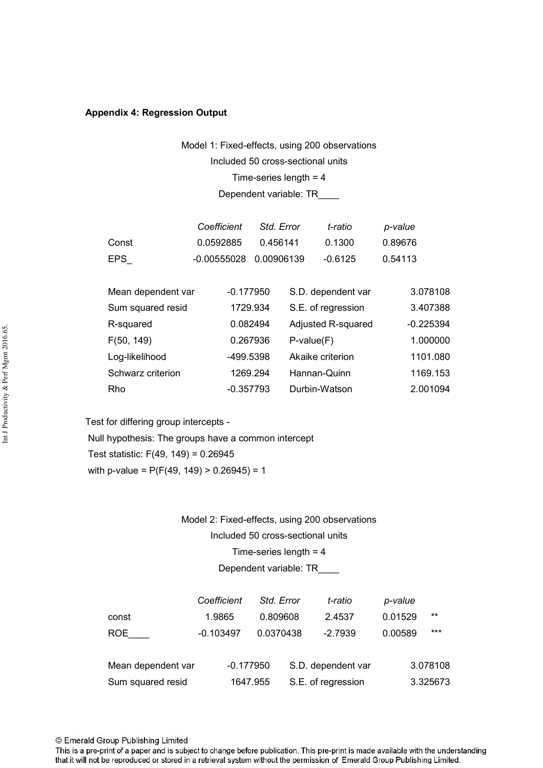**Appendix 4: Regression Output**

Model 1: Fixed-effects, using 200 observations
Included 50 cross-sectional units
Time-series length = 4
Dependent variable: TR____

| | *Coefficient* | *Std. Error* | *t-ratio* | *p-value* |
|---|---|---|---|---|
| Const | 0.0592885 | 0.456141 | 0.1300 | 0.89676 |
| EPS_ | -0.00555028 | 0.00906139 | -0.6125 | 0.54113 |

| | | | |
|---|---|---|---|
| Mean dependent var | -0.177950 | S.D. dependent var | 3.078108 |
| Sum squared resid | 1729.934 | S.E. of regression | 3.407388 |
| R-squared | 0.082494 | Adjusted R-squared | -0.225394 |
| F(50, 149) | 0.267936 | P-value(F) | 1.000000 |
| Log-likelihood | -499.5398 | Akaike criterion | 1101.080 |
| Schwarz criterion | 1269.294 | Hannan-Quinn | 1169.153 |
| Rho | -0.357793 | Durbin-Watson | 2.001094 |

Test for differing group intercepts -
Null hypothesis: The groups have a common intercept
Test statistic: F(49, 149) = 0.26945
with p-value = P(F(49, 149) > 0.26945) = 1

Model 2: Fixed-effects, using 200 observations
Included 50 cross-sectional units
Time-series length = 4
Dependent variable: TR____

| | *Coefficient* | *Std. Error* | *t-ratio* | *p-value* | |
|---|---|---|---|---|---|
| const | 1.9865 | 0.809608 | 2.4537 | 0.01529 | ** |
| ROE____ | -0.103497 | 0.0370438 | -2.7939 | 0.00589 | *** |

| | | | |
|---|---|---|---|
| Mean dependent var | -0.177950 | S.D. dependent var | 3.078108 |
| Sum squared resid | 1647.955 | S.E. of regression | 3.325673 |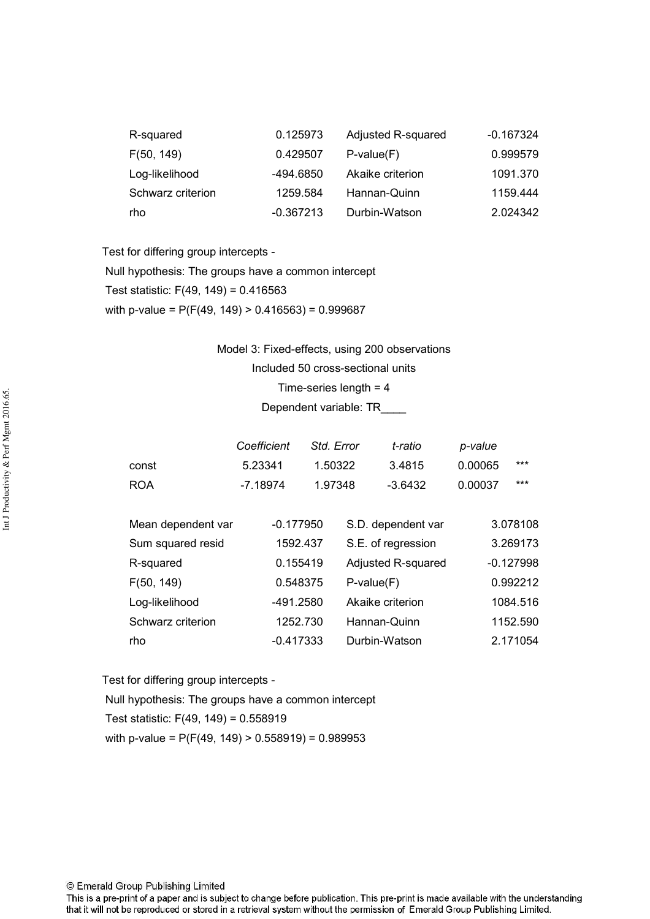| | | | |
|---|---|---|---|
| R-squared | 0.125973 | Adjusted R-squared | -0.167324 |
| F(50, 149) | 0.429507 | P-value(F) | 0.999579 |
| Log-likelihood | -494.6850 | Akaike criterion | 1091.370 |
| Schwarz criterion | 1259.584 | Hannan-Quinn | 1159.444 |
| rho | -0.367213 | Durbin-Watson | 2.024342 |

Test for differing group intercepts -

Null hypothesis: The groups have a common intercept

Test statistic: F(49, 149) = 0.416563

with p-value = P(F(49, 149) > 0.416563) = 0.999687

Model 3: Fixed-effects, using 200 observations

Included 50 cross-sectional units

Time-series length = 4

Dependent variable: TR____

| | *Coefficient* | *Std. Error* | *t-ratio* | *p-value* | |
|---|---|---|---|---|---|
| const | 5.23341 | 1.50322 | 3.4815 | 0.00065 | *** |
| ROA | -7.18974 | 1.97348 | -3.6432 | 0.00037 | *** |

| | | | |
|---|---|---|---|
| Mean dependent var | -0.177950 | S.D. dependent var | 3.078108 |
| Sum squared resid | 1592.437 | S.E. of regression | 3.269173 |
| R-squared | 0.155419 | Adjusted R-squared | -0.127998 |
| F(50, 149) | 0.548375 | P-value(F) | 0.992212 |
| Log-likelihood | -491.2580 | Akaike criterion | 1084.516 |
| Schwarz criterion | 1252.730 | Hannan-Quinn | 1152.590 |
| rho | -0.417333 | Durbin-Watson | 2.171054 |

Test for differing group intercepts -

Null hypothesis: The groups have a common intercept

Test statistic: F(49, 149) = 0.558919

with p-value = P(F(49, 149) > 0.558919) = 0.989953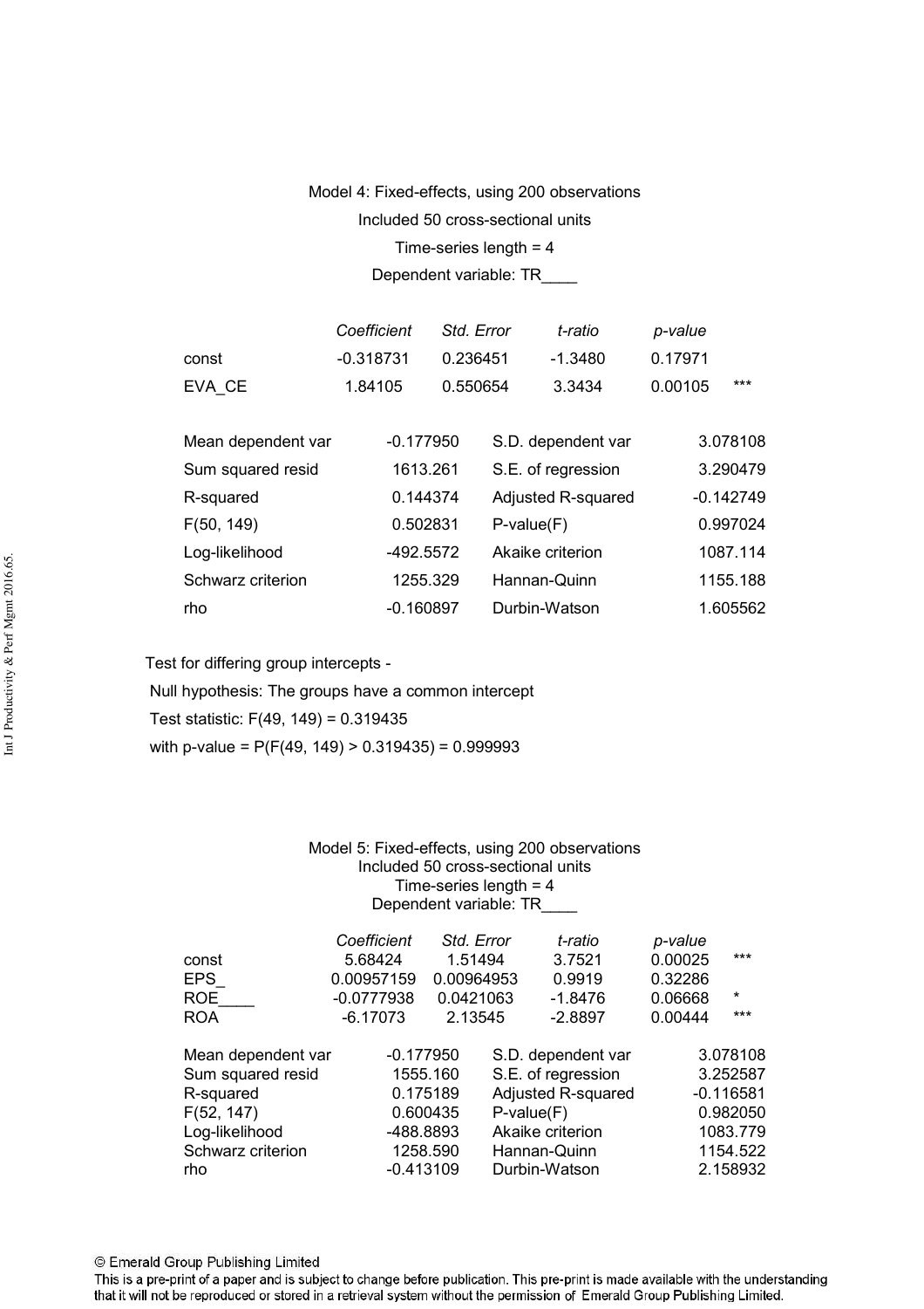Model 4: Fixed-effects, using 200 observations
Included 50 cross-sectional units
Time-series length = 4
Dependent variable: TR____

| | Coefficient | Std. Error | t-ratio | p-value | |
|---|---|---|---|---|---|
| const | -0.318731 | 0.236451 | -1.3480 | 0.17971 | |
| EVA_CE | 1.84105 | 0.550654 | 3.3434 | 0.00105 | *** |

| | | | |
|---|---|---|---|
| Mean dependent var | -0.177950 | S.D. dependent var | 3.078108 |
| Sum squared resid | 1613.261 | S.E. of regression | 3.290479 |
| R-squared | 0.144374 | Adjusted R-squared | -0.142749 |
| F(50, 149) | 0.502831 | P-value(F) | 0.997024 |
| Log-likelihood | -492.5572 | Akaike criterion | 1087.114 |
| Schwarz criterion | 1255.329 | Hannan-Quinn | 1155.188 |
| rho | -0.160897 | Durbin-Watson | 1.605562 |

Test for differing group intercepts -
Null hypothesis: The groups have a common intercept
Test statistic: F(49, 149) = 0.319435
with p-value = P(F(49, 149) > 0.319435) = 0.999993

Model 5: Fixed-effects, using 200 observations
Included 50 cross-sectional units
Time-series length = 4
Dependent variable: TR____

| | Coefficient | Std. Error | t-ratio | p-value | |
|---|---|---|---|---|---|
| const | 5.68424 | 1.51494 | 3.7521 | 0.00025 | *** |
| EPS_ | 0.00957159 | 0.00964953 | 0.9919 | 0.32286 | |
| ROE____ | -0.0777938 | 0.0421063 | -1.8476 | 0.06668 | * |
| ROA | -6.17073 | 2.13545 | -2.8897 | 0.00444 | *** |

| | | | |
|---|---|---|---|
| Mean dependent var | -0.177950 | S.D. dependent var | 3.078108 |
| Sum squared resid | 1555.160 | S.E. of regression | 3.252587 |
| R-squared | 0.175189 | Adjusted R-squared | -0.116581 |
| F(52, 147) | 0.600435 | P-value(F) | 0.982050 |
| Log-likelihood | -488.8893 | Akaike criterion | 1083.779 |
| Schwarz criterion | 1258.590 | Hannan-Quinn | 1154.522 |
| rho | -0.413109 | Durbin-Watson | 2.158932 |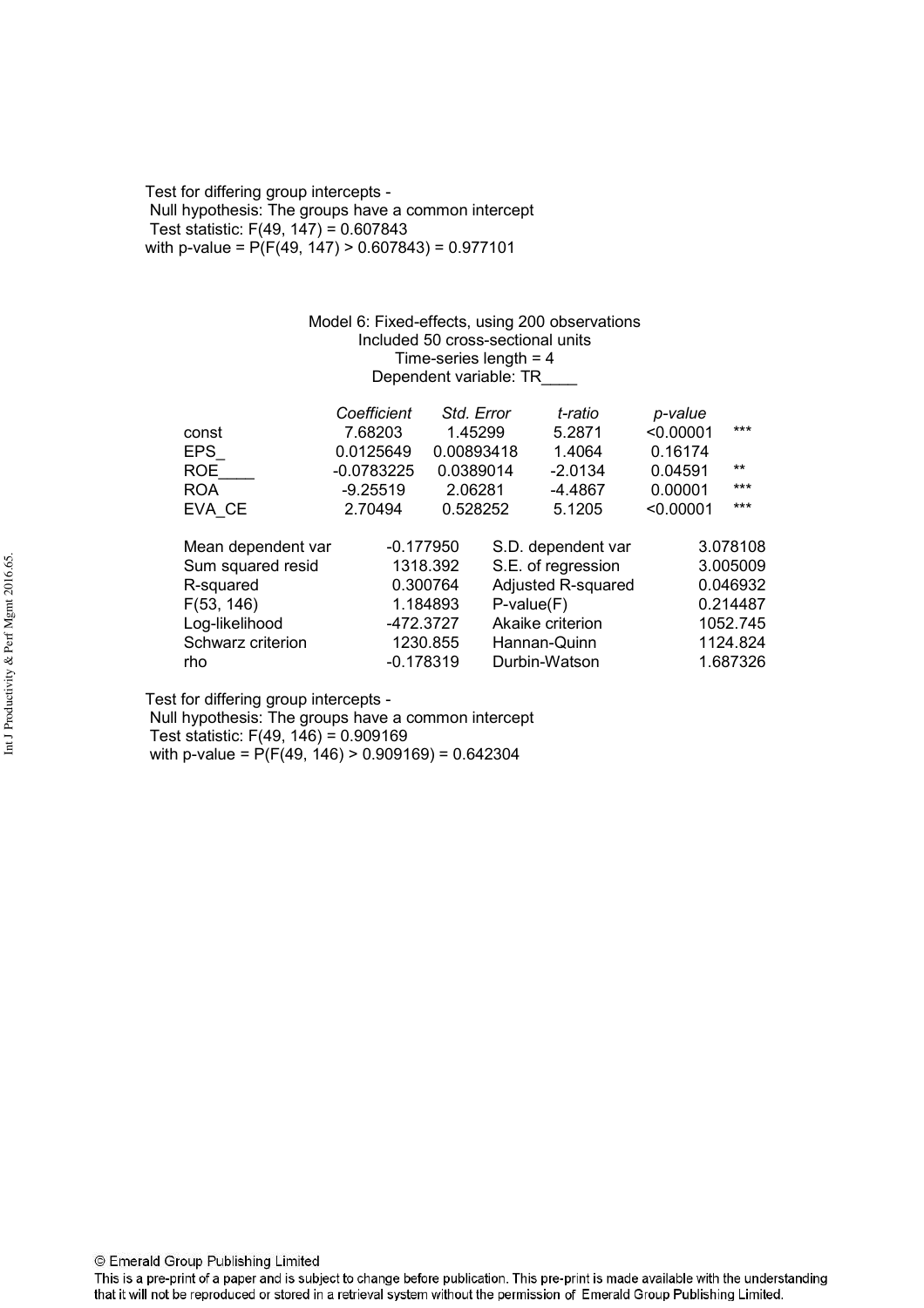Test for differing group intercepts -
Null hypothesis: The groups have a common intercept
Test statistic: $F(49, 147) = 0.607843$
with p-value = $P(F(49, 147) > 0.607843) = 0.977101$

Model 6: Fixed-effects, using 200 observations
Included 50 cross-sectional units
Time-series length = 4
Dependent variable: TR____

| | *Coefficient* | *Std. Error* | *t-ratio* | *p-value* | |
|---|---|---|---|---|---|
| const | 7.68203 | 1.45299 | 5.2871 | <0.00001 | *** |
| EPS_ | 0.0125649 | 0.00893418 | 1.4064 | 0.16174 | |
| ROE____ | -0.0783225 | 0.0389014 | -2.0134 | 0.04591 | ** |
| ROA | -9.25519 | 2.06281 | -4.4867 | 0.00001 | *** |
| EVA_CE | 2.70494 | 0.528252 | 5.1205 | <0.00001 | *** |

| | | | |
|---|---|---|---|
| Mean dependent var | -0.177950 | S.D. dependent var | 3.078108 |
| Sum squared resid | 1318.392 | S.E. of regression | 3.005009 |
| R-squared | 0.300764 | Adjusted R-squared | 0.046932 |
| F(53, 146) | 1.184893 | P-value(F) | 0.214487 |
| Log-likelihood | -472.3727 | Akaike criterion | 1052.745 |
| Schwarz criterion | 1230.855 | Hannan-Quinn | 1124.824 |
| rho | -0.178319 | Durbin-Watson | 1.687326 |

Test for differing group intercepts -
Null hypothesis: The groups have a common intercept
Test statistic: $F(49, 146) = 0.909169$
with p-value = $P(F(49, 146) > 0.909169) = 0.642304$